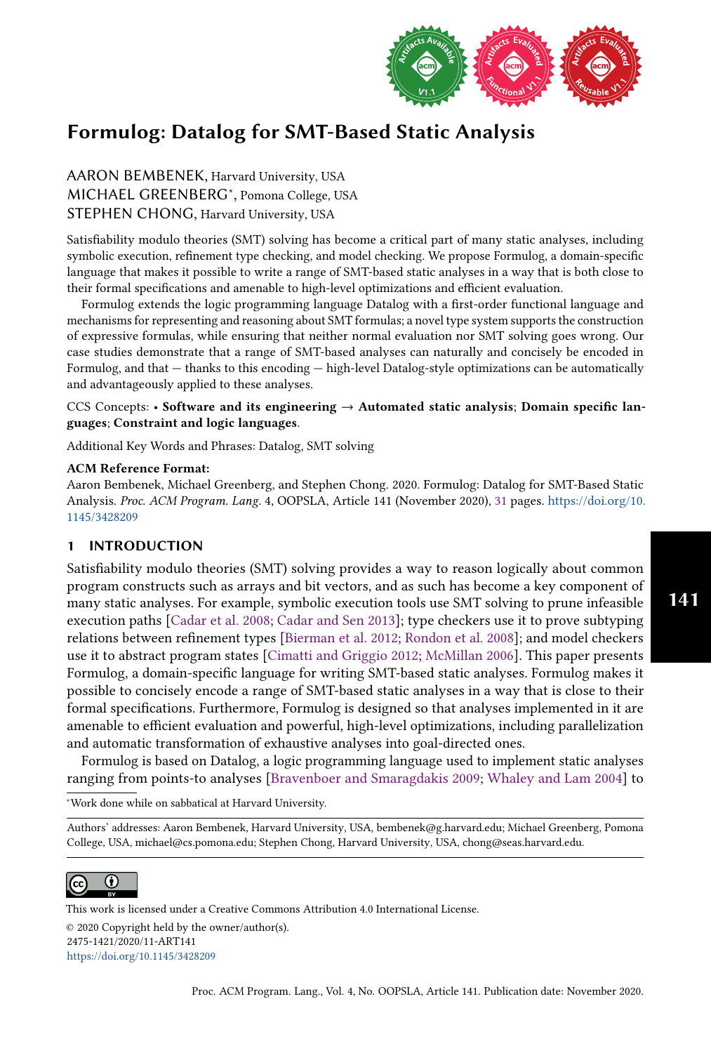# Formulog: Datalog for SMT-Based Static Analysis

AARON BEMBENEK, Harvard University, USA
MICHAEL GREENBERG*, Pomona College, USA
STEPHEN CHONG, Harvard University, USA

Satisfiability modulo theories (SMT) solving has become a critical part of many static analyses, including symbolic execution, refinement type checking, and model checking. We propose Formulog, a domain-specific language that makes it possible to write a range of SMT-based static analyses in a way that is both close to their formal specifications and amenable to high-level optimizations and efficient evaluation.

Formulog extends the logic programming language Datalog with a first-order functional language and mechanisms for representing and reasoning about SMT formulas; a novel type system supports the construction of expressive formulas, while ensuring that neither normal evaluation nor SMT solving goes wrong. Our case studies demonstrate that a range of SMT-based analyses can naturally and concisely be encoded in Formulog, and that — thanks to this encoding — high-level Datalog-style optimizations can be automatically and advantageously applied to these analyses.

CCS Concepts: • **Software and its engineering** → **Automated static analysis**; **Domain specific languages**; **Constraint and logic languages**.

Additional Key Words and Phrases: Datalog, SMT solving

**ACM Reference Format:**
Aaron Bembenek, Michael Greenberg, and Stephen Chong. 2020. Formulog: Datalog for SMT-Based Static Analysis. *Proc. ACM Program. Lang.* 4, OOPSLA, Article 141 (November 2020), 31 pages. https://doi.org/10.1145/3428209

## 1 INTRODUCTION

Satisfiability modulo theories (SMT) solving provides a way to reason logically about common program constructs such as arrays and bit vectors, and as such has become a key component of many static analyses. For example, symbolic execution tools use SMT solving to prune infeasible execution paths [Cadar et al. 2008; Cadar and Sen 2013]; type checkers use it to prove subtyping relations between refinement types [Bierman et al. 2012; Rondon et al. 2008]; and model checkers use it to abstract program states [Cimatti and Griggio 2012; McMillan 2006]. This paper presents Formulog, a domain-specific language for writing SMT-based static analyses. Formulog makes it possible to concisely encode a range of SMT-based static analyses in a way that is close to their formal specifications. Furthermore, Formulog is designed so that analyses implemented in it are amenable to efficient evaluation and powerful, high-level optimizations, including parallelization and automatic transformation of exhaustive analyses into goal-directed ones.

Formulog is based on Datalog, a logic programming language used to implement static analyses ranging from points-to analyses [Bravenboer and Smaragdakis 2009; Whaley and Lam 2004] to

*Work done while on sabbatical at Harvard University.

Authors' addresses: Aaron Bembenek, Harvard University, USA, bembenek@g.harvard.edu; Michael Greenberg, Pomona College, USA, michael@cs.pomona.edu; Stephen Chong, Harvard University, USA, chong@seas.harvard.edu.

This work is licensed under a Creative Commons Attribution 4.0 International License.
© 2020 Copyright held by the owner/author(s).
2475-1421/2020/11-ART141
https://doi.org/10.1145/3428209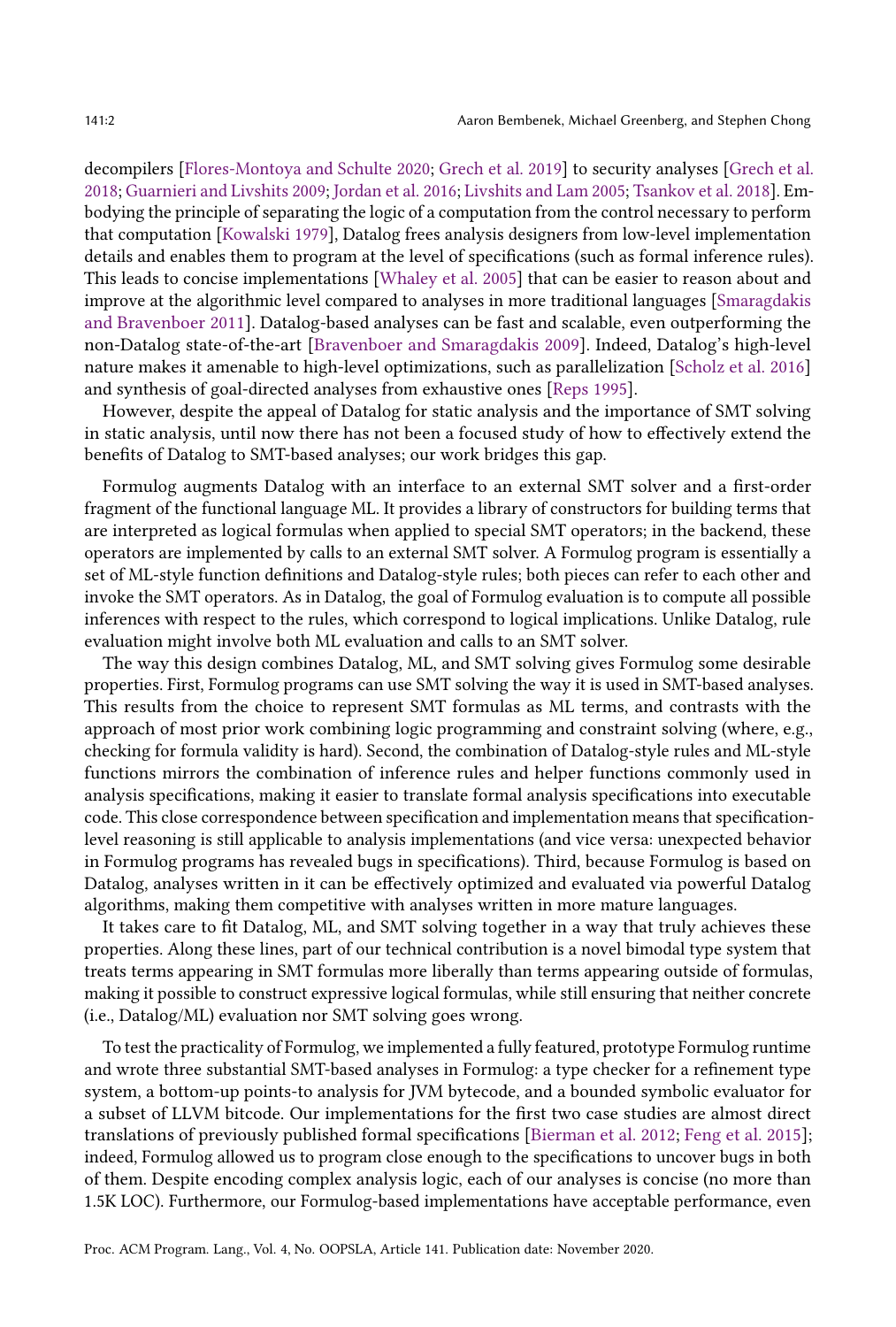decompilers [Flores-Montoya and Schulte 2020; Grech et al. 2019] to security analyses [Grech et al. 2018; Guarnieri and Livshits 2009; Jordan et al. 2016; Livshits and Lam 2005; Tsankov et al. 2018]. Embodying the principle of separating the logic of a computation from the control necessary to perform that computation [Kowalski 1979], Datalog frees analysis designers from low-level implementation details and enables them to program at the level of specifications (such as formal inference rules). This leads to concise implementations [Whaley et al. 2005] that can be easier to reason about and improve at the algorithmic level compared to analyses in more traditional languages [Smaragdakis and Bravenboer 2011]. Datalog-based analyses can be fast and scalable, even outperforming the non-Datalog state-of-the-art [Bravenboer and Smaragdakis 2009]. Indeed, Datalog's high-level nature makes it amenable to high-level optimizations, such as parallelization [Scholz et al. 2016] and synthesis of goal-directed analyses from exhaustive ones [Reps 1995].

However, despite the appeal of Datalog for static analysis and the importance of SMT solving in static analysis, until now there has not been a focused study of how to effectively extend the benefits of Datalog to SMT-based analyses; our work bridges this gap.

Formulog augments Datalog with an interface to an external SMT solver and a first-order fragment of the functional language ML. It provides a library of constructors for building terms that are interpreted as logical formulas when applied to special SMT operators; in the backend, these operators are implemented by calls to an external SMT solver. A Formulog program is essentially a set of ML-style function definitions and Datalog-style rules; both pieces can refer to each other and invoke the SMT operators. As in Datalog, the goal of Formulog evaluation is to compute all possible inferences with respect to the rules, which correspond to logical implications. Unlike Datalog, rule evaluation might involve both ML evaluation and calls to an SMT solver.

The way this design combines Datalog, ML, and SMT solving gives Formulog some desirable properties. First, Formulog programs can use SMT solving the way it is used in SMT-based analyses. This results from the choice to represent SMT formulas as ML terms, and contrasts with the approach of most prior work combining logic programming and constraint solving (where, e.g., checking for formula validity is hard). Second, the combination of Datalog-style rules and ML-style functions mirrors the combination of inference rules and helper functions commonly used in analysis specifications, making it easier to translate formal analysis specifications into executable code. This close correspondence between specification and implementation means that specification-level reasoning is still applicable to analysis implementations (and vice versa: unexpected behavior in Formulog programs has revealed bugs in specifications). Third, because Formulog is based on Datalog, analyses written in it can be effectively optimized and evaluated via powerful Datalog algorithms, making them competitive with analyses written in more mature languages.

It takes care to fit Datalog, ML, and SMT solving together in a way that truly achieves these properties. Along these lines, part of our technical contribution is a novel bimodal type system that treats terms appearing in SMT formulas more liberally than terms appearing outside of formulas, making it possible to construct expressive logical formulas, while still ensuring that neither concrete (i.e., Datalog/ML) evaluation nor SMT solving goes wrong.

To test the practicality of Formulog, we implemented a fully featured, prototype Formulog runtime and wrote three substantial SMT-based analyses in Formulog: a type checker for a refinement type system, a bottom-up points-to analysis for JVM bytecode, and a bounded symbolic evaluator for a subset of LLVM bitcode. Our implementations for the first two case studies are almost direct translations of previously published formal specifications [Bierman et al. 2012; Feng et al. 2015]; indeed, Formulog allowed us to program close enough to the specifications to uncover bugs in both of them. Despite encoding complex analysis logic, each of our analyses is concise (no more than 1.5K LOC). Furthermore, our Formulog-based implementations have acceptable performance, even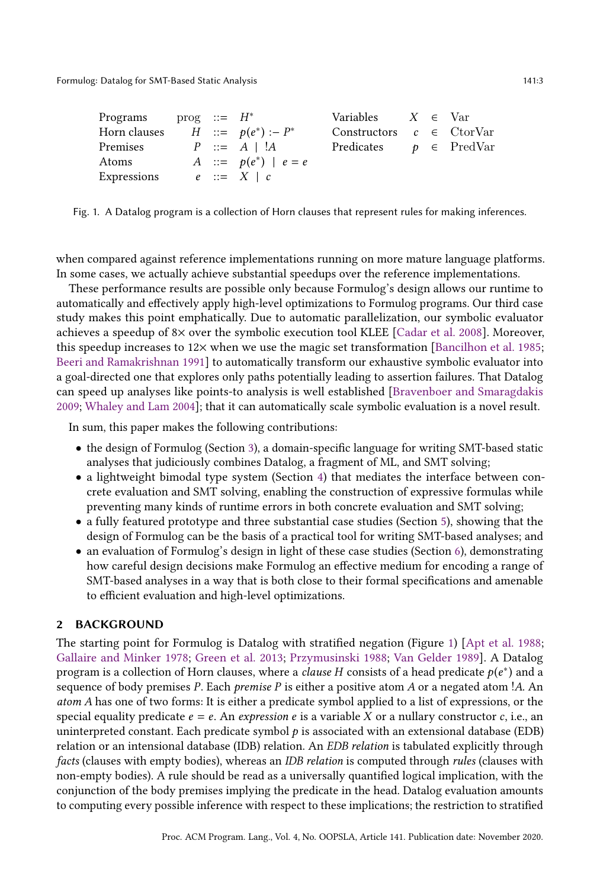| | | | | | | | |
|---|---|---|---|---|---|---|---|
| Programs | prog | ::= | $H^*$ | Variables | $X$ | $\in$ | Var |
| Horn clauses | $H$ | ::= | $p(e^*)$ :- $P^*$ | Constructors | $c$ | $\in$ | CtorVar |
| Premises | $P$ | ::= | $A$ \| $!A$ | Predicates | $p$ | $\in$ | PredVar |
| Atoms | $A$ | ::= | $p(e^*)$ \| $e = e$ | | | | |
| Expressions | $e$ | ::= | $X$ \| $c$ | | | | |

Fig. 1. A Datalog program is a collection of Horn clauses that represent rules for making inferences.

when compared against reference implementations running on more mature language platforms. In some cases, we actually achieve substantial speedups over the reference implementations.

These performance results are possible only because Formulog's design allows our runtime to automatically and effectively apply high-level optimizations to Formulog programs. Our third case study makes this point emphatically. Due to automatic parallelization, our symbolic evaluator achieves a speedup of 8× over the symbolic execution tool KLEE [Cadar et al. 2008]. Moreover, this speedup increases to 12× when we use the magic set transformation [Bancilhon et al. 1985; Beeri and Ramakrishnan 1991] to automatically transform our exhaustive symbolic evaluator into a goal-directed one that explores only paths potentially leading to assertion failures. That Datalog can speed up analyses like points-to analysis is well established [Bravenboer and Smaragdakis 2009; Whaley and Lam 2004]; that it can automatically scale symbolic evaluation is a novel result.

In sum, this paper makes the following contributions:

- the design of Formulog (Section 3), a domain-specific language for writing SMT-based static analyses that judiciously combines Datalog, a fragment of ML, and SMT solving;
- a lightweight bimodal type system (Section 4) that mediates the interface between concrete evaluation and SMT solving, enabling the construction of expressive formulas while preventing many kinds of runtime errors in both concrete evaluation and SMT solving;
- a fully featured prototype and three substantial case studies (Section 5), showing that the design of Formulog can be the basis of a practical tool for writing SMT-based analyses; and
- an evaluation of Formulog's design in light of these case studies (Section 6), demonstrating how careful design decisions make Formulog an effective medium for encoding a range of SMT-based analyses in a way that is both close to their formal specifications and amenable to efficient evaluation and high-level optimizations.

## 2 BACKGROUND

The starting point for Formulog is Datalog with stratified negation (Figure 1) [Apt et al. 1988; Gallaire and Minker 1978; Green et al. 2013; Przymusinski 1988; Van Gelder 1989]. A Datalog program is a collection of Horn clauses, where a *clause* $H$ consists of a head predicate $p(e^*)$ and a sequence of body premises $P$. Each *premise* $P$ is either a positive atom $A$ or a negated atom $!A$. An *atom* $A$ has one of two forms: It is either a predicate symbol applied to a list of expressions, or the special equality predicate $e = e$. An *expression* $e$ is a variable $X$ or a nullary constructor $c$, i.e., an uninterpreted constant. Each predicate symbol $p$ is associated with an extensional database (EDB) relation or an intensional database (IDB) relation. An *EDB relation* is tabulated explicitly through *facts* (clauses with empty bodies), whereas an *IDB relation* is computed through *rules* (clauses with non-empty bodies). A rule should be read as a universally quantified logical implication, with the conjunction of the body premises implying the predicate in the head. Datalog evaluation amounts to computing every possible inference with respect to these implications; the restriction to stratified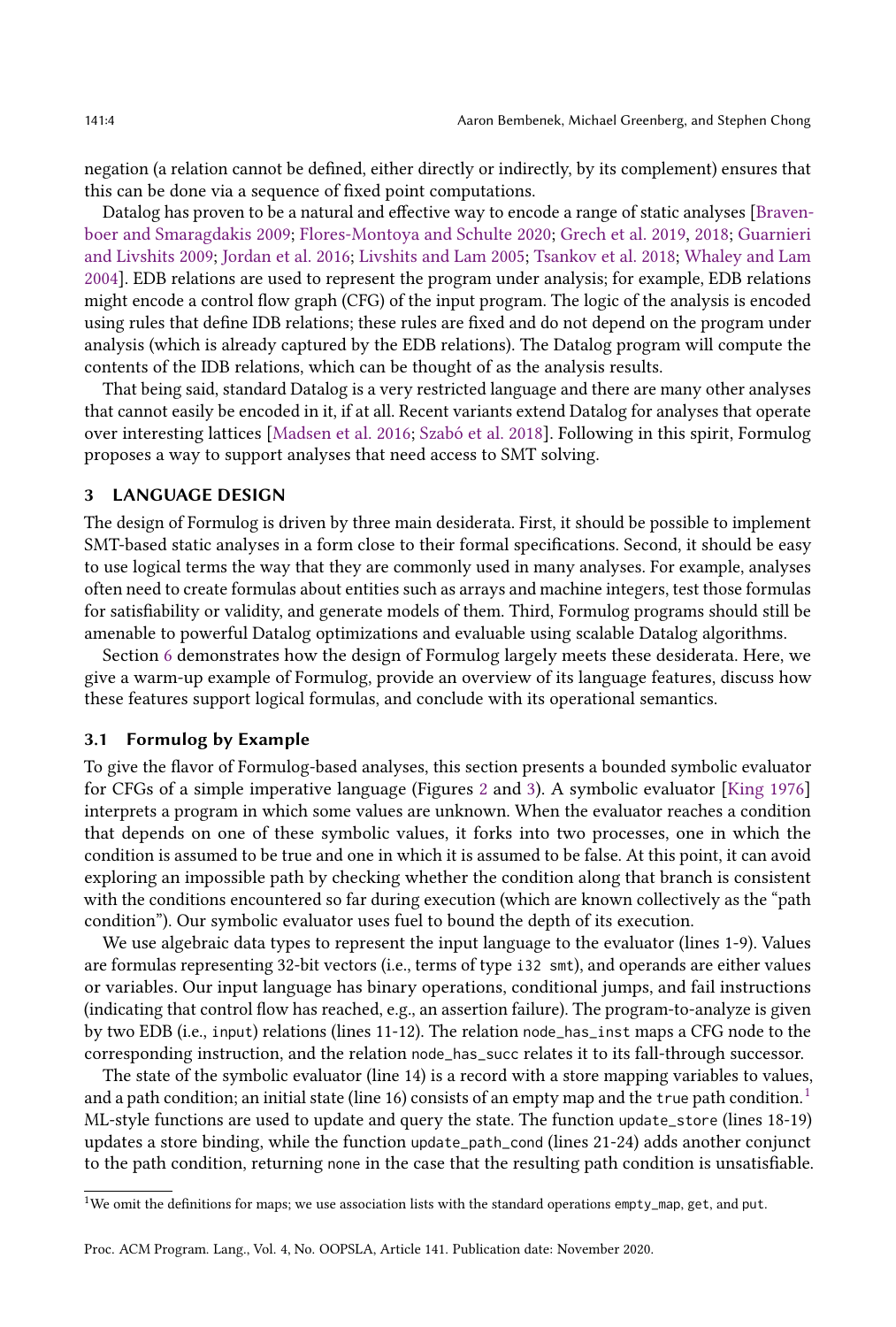negation (a relation cannot be defined, either directly or indirectly, by its complement) ensures that this can be done via a sequence of fixed point computations.

Datalog has proven to be a natural and effective way to encode a range of static analyses [Bravenboer and Smaragdakis 2009; Flores-Montoya and Schulte 2020; Grech et al. 2019, 2018; Guarnieri and Livshits 2009; Jordan et al. 2016; Livshits and Lam 2005; Tsankov et al. 2018; Whaley and Lam 2004]. EDB relations are used to represent the program under analysis; for example, EDB relations might encode a control flow graph (CFG) of the input program. The logic of the analysis is encoded using rules that define IDB relations; these rules are fixed and do not depend on the program under analysis (which is already captured by the EDB relations). The Datalog program will compute the contents of the IDB relations, which can be thought of as the analysis results.

That being said, standard Datalog is a very restricted language and there are many other analyses that cannot easily be encoded in it, if at all. Recent variants extend Datalog for analyses that operate over interesting lattices [Madsen et al. 2016; Szabó et al. 2018]. Following in this spirit, Formulog proposes a way to support analyses that need access to SMT solving.

## 3 LANGUAGE DESIGN

The design of Formulog is driven by three main desiderata. First, it should be possible to implement SMT-based static analyses in a form close to their formal specifications. Second, it should be easy to use logical terms the way that they are commonly used in many analyses. For example, analyses often need to create formulas about entities such as arrays and machine integers, test those formulas for satisfiability or validity, and generate models of them. Third, Formulog programs should still be amenable to powerful Datalog optimizations and evaluable using scalable Datalog algorithms.

Section 6 demonstrates how the design of Formulog largely meets these desiderata. Here, we give a warm-up example of Formulog, provide an overview of its language features, discuss how these features support logical formulas, and conclude with its operational semantics.

### 3.1 Formulog by Example

To give the flavor of Formulog-based analyses, this section presents a bounded symbolic evaluator for CFGs of a simple imperative language (Figures 2 and 3). A symbolic evaluator [King 1976] interprets a program in which some values are unknown. When the evaluator reaches a condition that depends on one of these symbolic values, it forks into two processes, one in which the condition is assumed to be true and one in which it is assumed to be false. At this point, it can avoid exploring an impossible path by checking whether the condition along that branch is consistent with the conditions encountered so far during execution (which are known collectively as the "path condition"). Our symbolic evaluator uses fuel to bound the depth of its execution.

We use algebraic data types to represent the input language to the evaluator (lines 1-9). Values are formulas representing 32-bit vectors (i.e., terms of type `i32 smt`), and operands are either values or variables. Our input language has binary operations, conditional jumps, and fail instructions (indicating that control flow has reached, e.g., an assertion failure). The program-to-analyze is given by two EDB (i.e., `input`) relations (lines 11-12). The relation `node_has_inst` maps a CFG node to the corresponding instruction, and the relation `node_has_succ` relates it to its fall-through successor.

The state of the symbolic evaluator (line 14) is a record with a store mapping variables to values, and a path condition; an initial state (line 16) consists of an empty map and the `true` path condition.[1] ML-style functions are used to update and query the state. The function `update_store` (lines 18-19) updates a store binding, while the function `update_path_cond` (lines 21-24) adds another conjunct to the path condition, returning `none` in the case that the resulting path condition is unsatisfiable.

[1] We omit the definitions for maps; we use association lists with the standard operations `empty_map`, `get`, and `put`.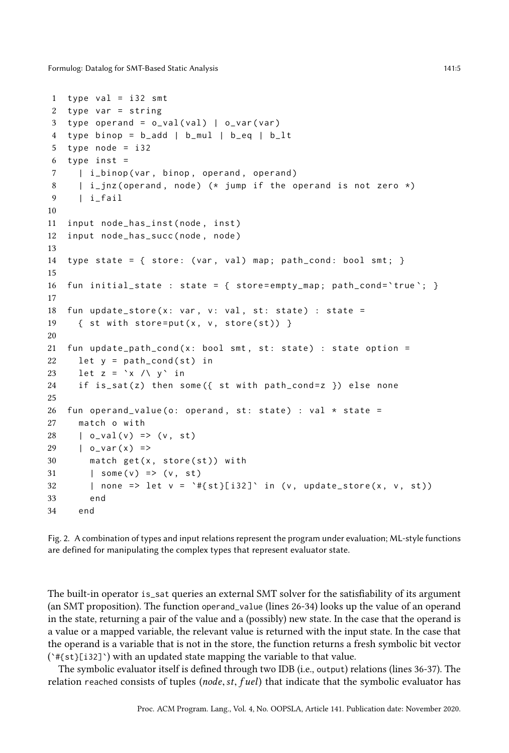```
1  type val = i32 smt
2  type var = string
3  type operand = o_val(val) | o_var(var)
4  type binop = b_add | b_mul | b_eq | b_lt
5  type node = i32
6  type inst =
7    | i_binop(var, binop, operand, operand)
8    | i_jnz(operand, node) (* jump if the operand is not zero *)
9    | i_fail
10
11 input node_has_inst(node, inst)
12 input node_has_succ(node, node)
13
14 type state = { store: (var, val) map; path_cond: bool smt; }
15
16 fun initial_state : state = { store=empty_map; path_cond=`true`; }
17
18 fun update_store(x: var, v: val, st: state) : state =
19   { st with store=put(x, v, store(st)) }
20
21 fun update_path_cond(x: bool smt, st: state) : state option =
22   let y = path_cond(st) in
23   let z = `x /\ y` in
24   if is_sat(z) then some({ st with path_cond=z }) else none
25
26 fun operand_value(o: operand, st: state) : val * state =
27   match o with
28   | o_val(v) => (v, st)
29   | o_var(x) =>
30     match get(x, store(st)) with
31     | some(v) => (v, st)
32     | none => let v = `#{st}[i32]` in (v, update_store(x, v, st))
33     end
34   end
```

Fig. 2. A combination of types and input relations represent the program under evaluation; ML-style functions are defined for manipulating the complex types that represent evaluator state.

The built-in operator `is_sat` queries an external SMT solver for the satisfiability of its argument (an SMT proposition). The function `operand_value` (lines 26-34) looks up the value of an operand in the state, returning a pair of the value and a (possibly) new state. In the case that the operand is a value or a mapped variable, the relevant value is returned with the input state. In the case that the operand is a variable that is not in the store, the function returns a fresh symbolic bit vector (`` `#{st}[i32]` ``) with an updated state mapping the variable to that value.

The symbolic evaluator itself is defined through two IDB (i.e., `output`) relations (lines 36-37). The relation `reached` consists of tuples $(node, st, fuel)$ that indicate that the symbolic evaluator has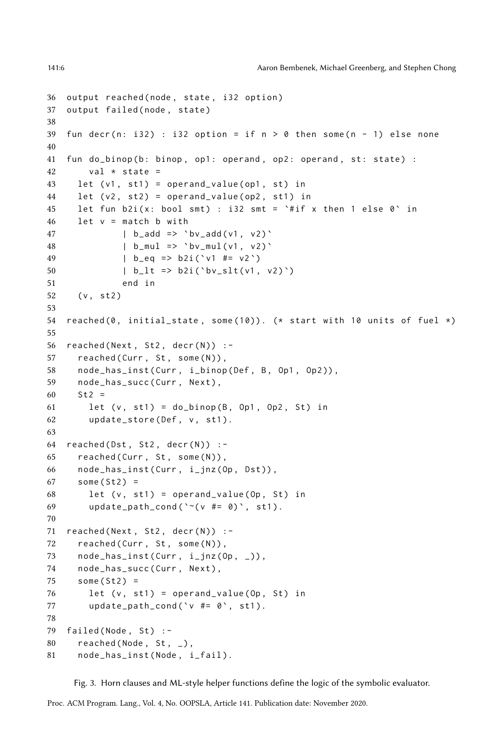```
36  output reached(node, state, i32 option)
37  output failed(node, state)
38
39  fun decr(n: i32) : i32 option = if n > 0 then some(n - 1) else none
40
41  fun do_binop(b: binop, op1: operand, op2: operand, st: state) :
42      val * state =
43    let (v1, st1) = operand_value(op1, st) in
44    let (v2, st2) = operand_value(op2, st1) in
45    let fun b2i(x: bool smt) : i32 smt = `#if x then 1 else 0` in
46    let v = match b with
47            | b_add => `bv_add(v1, v2)`
48            | b_mul => `bv_mul(v1, v2)`
49            | b_eq => b2i(`v1 #= v2`)
50            | b_lt => b2i(`bv_slt(v1, v2)`)
51            end in
52    (v, st2)
53
54  reached(0, initial_state, some(10)). (* start with 10 units of fuel *)
55
56  reached(Next, St2, decr(N)) :-
57    reached(Curr, St, some(N)),
58    node_has_inst(Curr, i_binop(Def, B, Op1, Op2)),
59    node_has_succ(Curr, Next),
60    St2 =
61      let (v, st1) = do_binop(B, Op1, Op2, St) in
62      update_store(Def, v, st1).
63
64  reached(Dst, St2, decr(N)) :-
65    reached(Curr, St, some(N)),
66    node_has_inst(Curr, i_jnz(Op, Dst)),
67    some(St2) =
68      let (v, st1) = operand_value(Op, St) in
69      update_path_cond(`~(v #= 0)`, st1).
70
71  reached(Next, St2, decr(N)) :-
72    reached(Curr, St, some(N)),
73    node_has_inst(Curr, i_jnz(Op, _)),
74    node_has_succ(Curr, Next),
75    some(St2) =
76      let (v, st1) = operand_value(Op, St) in
77      update_path_cond(`v #= 0`, st1).
78
79  failed(Node, St) :-
80    reached(Node, St, _),
81    node_has_inst(Node, i_fail).
```

Fig. 3. Horn clauses and ML-style helper functions define the logic of the symbolic evaluator.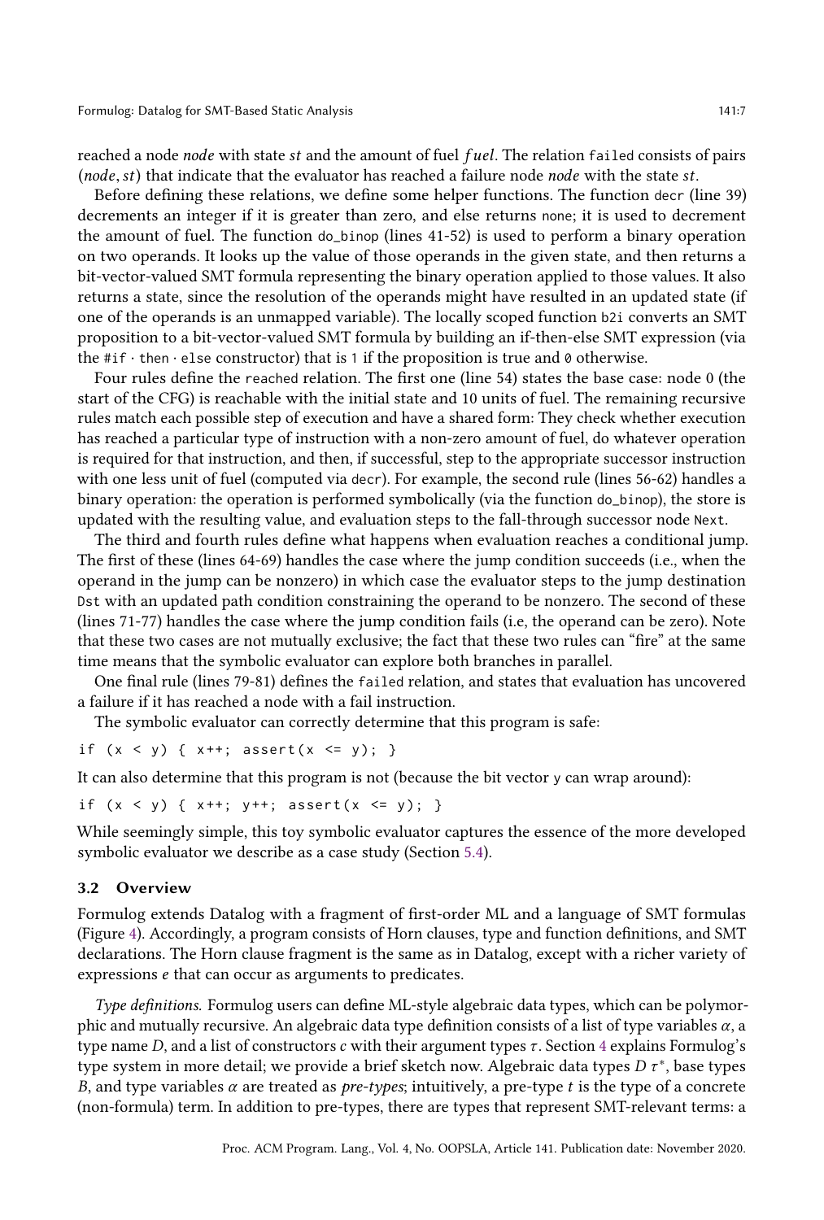reached a node *node* with state *st* and the amount of fuel *fuel*. The relation `failed` consists of pairs $(node, st)$ that indicate that the evaluator has reached a failure node *node* with the state *st*.

Before defining these relations, we define some helper functions. The function `decr` (line 39) decrements an integer if it is greater than zero, and else returns `none`; it is used to decrement the amount of fuel. The function `do_binop` (lines 41-52) is used to perform a binary operation on two operands. It looks up the value of those operands in the given state, and then returns a bit-vector-valued SMT formula representing the binary operation applied to those values. It also returns a state, since the resolution of the operands might have resulted in an updated state (if one of the operands is an unmapped variable). The locally scoped function `b2i` converts an SMT proposition to a bit-vector-valued SMT formula by building an if-then-else SMT expression (via the `#if · then · else` constructor) that is `1` if the proposition is true and `0` otherwise.

Four rules define the `reached` relation. The first one (line 54) states the base case: node 0 (the start of the CFG) is reachable with the initial state and 10 units of fuel. The remaining recursive rules match each possible step of execution and have a shared form: They check whether execution has reached a particular type of instruction with a non-zero amount of fuel, do whatever operation is required for that instruction, and then, if successful, step to the appropriate successor instruction with one less unit of fuel (computed via `decr`). For example, the second rule (lines 56-62) handles a binary operation: the operation is performed symbolically (via the function `do_binop`), the store is updated with the resulting value, and evaluation steps to the fall-through successor node `Next`.

The third and fourth rules define what happens when evaluation reaches a conditional jump. The first of these (lines 64-69) handles the case where the jump condition succeeds (i.e., when the operand in the jump can be nonzero) in which case the evaluator steps to the jump destination `Dst` with an updated path condition constraining the operand to be nonzero. The second of these (lines 71-77) handles the case where the jump condition fails (i.e, the operand can be zero). Note that these two cases are not mutually exclusive; the fact that these two rules can "fire" at the same time means that the symbolic evaluator can explore both branches in parallel.

One final rule (lines 79-81) defines the `failed` relation, and states that evaluation has uncovered a failure if it has reached a node with a fail instruction.

The symbolic evaluator can correctly determine that this program is safe:

```
if (x < y) { x++; assert(x <= y); }
```

It can also determine that this program is not (because the bit vector `y` can wrap around):

```
if (x < y) { x++; y++; assert(x <= y); }
```

While seemingly simple, this toy symbolic evaluator captures the essence of the more developed symbolic evaluator we describe as a case study (Section 5.4).

### 3.2 Overview

Formulog extends Datalog with a fragment of first-order ML and a language of SMT formulas (Figure 4). Accordingly, a program consists of Horn clauses, type and function definitions, and SMT declarations. The Horn clause fragment is the same as in Datalog, except with a richer variety of expressions $e$ that can occur as arguments to predicates.

*Type definitions.* Formulog users can define ML-style algebraic data types, which can be polymorphic and mutually recursive. An algebraic data type definition consists of a list of type variables $\alpha$, a type name $D$, and a list of constructors $c$ with their argument types $\tau$. Section 4 explains Formulog's type system in more detail; we provide a brief sketch now. Algebraic data types $D\ \tau^*$, base types $B$, and type variables $\alpha$ are treated as *pre-types*; intuitively, a pre-type $t$ is the type of a concrete (non-formula) term. In addition to pre-types, there are types that represent SMT-relevant terms: a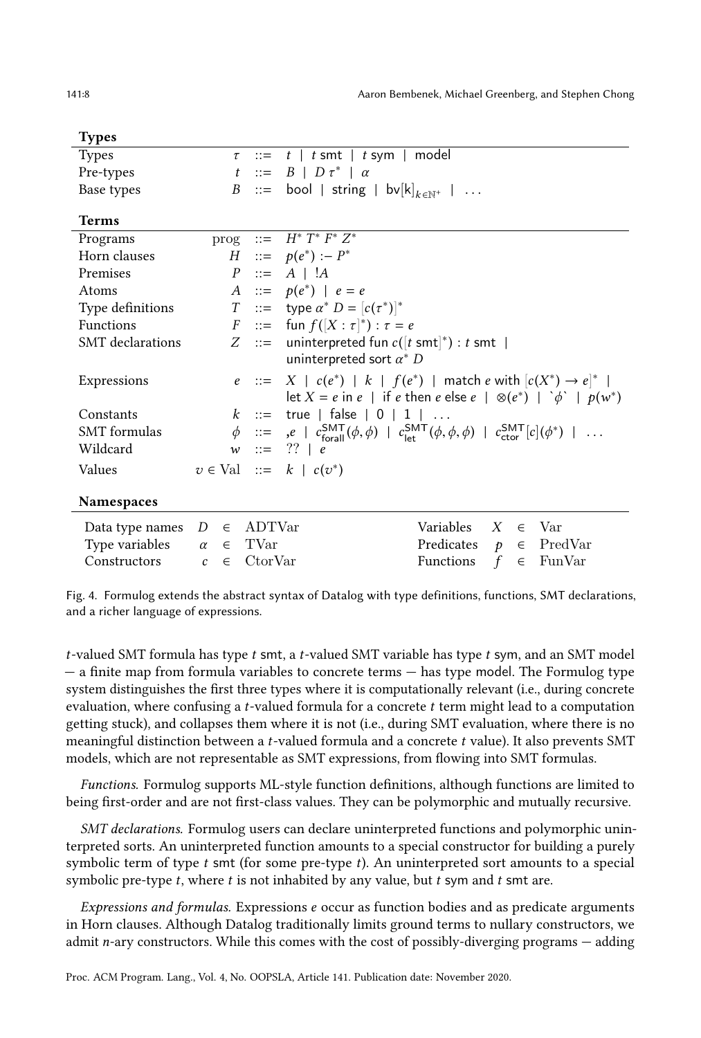**Types**

| | | | |
|---|---|---|---|
| Types | $\tau$ | ::= | $t \mid t\ \mathsf{smt} \mid t\ \mathsf{sym} \mid \mathsf{model}$ |
| Pre-types | $t$ | ::= | $B \mid D\ \tau^* \mid \alpha$ |
| Base types | $B$ | ::= | $\mathsf{bool} \mid \mathsf{string} \mid \mathsf{bv[k]}_{k \in \mathbb{N}^+} \mid \ \ldots$ |

**Terms**

| | | | |
|---|---|---|---|
| Programs | prog | ::= | $H^*\ T^*\ F^*\ Z^*$ |
| Horn clauses | $H$ | ::= | $p(e^*)$ :– $P^*$ |
| Premises | $P$ | ::= | $A \mid\ !A$ |
| Atoms | $A$ | ::= | $p(e^*) \mid e = e$ |
| Type definitions | $T$ | ::= | $\mathsf{type}\ \alpha^*\ D = [c(\tau^*)]^*$ |
| Functions | $F$ | ::= | $\mathsf{fun}\ f([X : \tau]^*) : \tau = e$ |
| SMT declarations | $Z$ | ::= | $\mathsf{uninterpreted\ fun}\ c([t\ \mathsf{smt}]^*) : t\ \mathsf{smt} \mid$ $\mathsf{uninterpreted\ sort}\ \alpha^*\ D$ |
| Expressions | $e$ | ::= | $X \mid c(e^*) \mid k \mid f(e^*) \mid \mathsf{match}\ e\ \mathsf{with}\ [c(X^*) \to e]^* \mid$ $\mathsf{let}\ X = e\ \mathsf{in}\ e \mid \mathsf{if}\ e\ \mathsf{then}\ e\ \mathsf{else}\ e \mid \otimes(e^*) \mid \grave{}\phi\grave{} \mid p(w^*)$ |
| Constants | $k$ | ::= | $\mathsf{true} \mid \mathsf{false} \mid 0 \mid 1 \mid \ldots$ |
| SMT formulas | $\phi$ | ::= | $,e \mid c^{\mathsf{SMT}}_{\mathsf{forall}}(\phi, \phi) \mid c^{\mathsf{SMT}}_{\mathsf{let}}(\phi, \phi, \phi) \mid c^{\mathsf{SMT}}_{\mathsf{ctor}}[c](\phi^*) \mid \ \ldots$ |
| Wildcard | $w$ | ::= | $?? \mid e$ |
| Values | $v \in$ Val | ::= | $k \mid c(v^*)$ |

**Namespaces**

| | | | | | |
|---|---|---|---|---|---|
| Data type names | $D \in$ ADTVar | | Variables | $X \in$ Var | |
| Type variables | $\alpha \in$ TVar | | Predicates | $p \in$ PredVar | |
| Constructors | $c \in$ CtorVar | | Functions | $f \in$ FunVar | |

Fig. 4. Formulog extends the abstract syntax of Datalog with type definitions, functions, SMT declarations, and a richer language of expressions.

$t$-valued SMT formula has type $t$ smt, a $t$-valued SMT variable has type $t$ sym, and an SMT model — a finite map from formula variables to concrete terms — has type model. The Formulog type system distinguishes the first three types where it is computationally relevant (i.e., during concrete evaluation, where confusing a $t$-valued formula for a concrete $t$ term might lead to a computation getting stuck), and collapses them where it is not (i.e., during SMT evaluation, where there is no meaningful distinction between a $t$-valued formula and a concrete $t$ value). It also prevents SMT models, which are not representable as SMT expressions, from flowing into SMT formulas.

*Functions.* Formulog supports ML-style function definitions, although functions are limited to being first-order and are not first-class values. They can be polymorphic and mutually recursive.

*SMT declarations.* Formulog users can declare uninterpreted functions and polymorphic uninterpreted sorts. An uninterpreted function amounts to a special constructor for building a purely symbolic term of type $t$ smt (for some pre-type $t$). An uninterpreted sort amounts to a special symbolic pre-type $t$, where $t$ is not inhabited by any value, but $t$ sym and $t$ smt are.

*Expressions and formulas.* Expressions $e$ occur as function bodies and as predicate arguments in Horn clauses. Although Datalog traditionally limits ground terms to nullary constructors, we admit $n$-ary constructors. While this comes with the cost of possibly-diverging programs — adding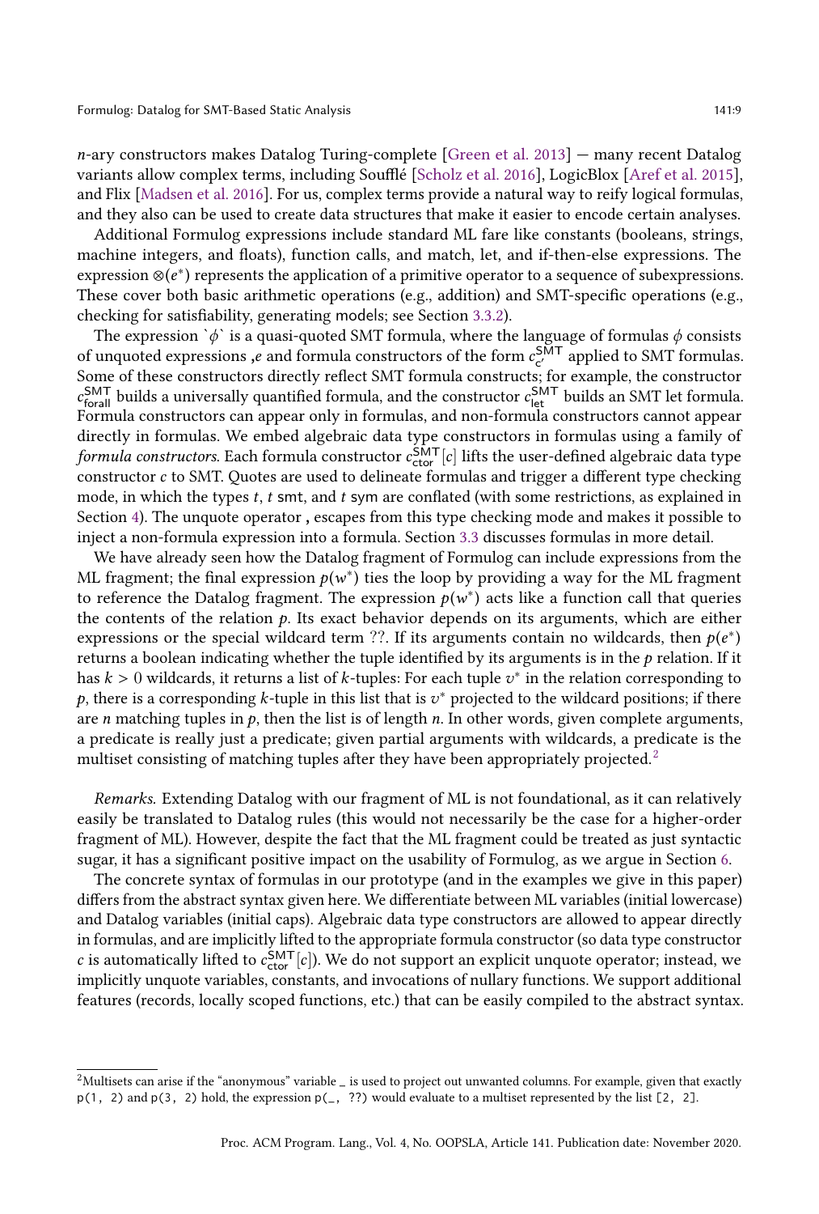$n$-ary constructors makes Datalog Turing-complete [Green et al. 2013] — many recent Datalog variants allow complex terms, including Soufflé [Scholz et al. 2016], LogicBlox [Aref et al. 2015], and Flix [Madsen et al. 2016]. For us, complex terms provide a natural way to reify logical formulas, and they also can be used to create data structures that make it easier to encode certain analyses.

Additional Formulog expressions include standard ML fare like constants (booleans, strings, machine integers, and floats), function calls, and match, let, and if-then-else expressions. The expression $\otimes(e^*)$ represents the application of a primitive operator to a sequence of subexpressions. These cover both basic arithmetic operations (e.g., addition) and SMT-specific operations (e.g., checking for satisfiability, generating models; see Section 3.3.2).

The expression `` `$\phi$` `` is a quasi-quoted SMT formula, where the language of formulas $\phi$ consists of unquoted expressions $,e$ and formula constructors of the form $c_{c'}^{\mathsf{SMT}}$ applied to SMT formulas. Some of these constructors directly reflect SMT formula constructs; for example, the constructor $c_{\mathsf{forall}}^{\mathsf{SMT}}$ builds a universally quantified formula, and the constructor $c_{\mathsf{let}}^{\mathsf{SMT}}$ builds an SMT let formula. Formula constructors can appear only in formulas, and non-formula constructors cannot appear directly in formulas. We embed algebraic data type constructors in formulas using a family of *formula constructors*. Each formula constructor $c_{\mathsf{ctor}}^{\mathsf{SMT}}[c]$ lifts the user-defined algebraic data type constructor $c$ to SMT. Quotes are used to delineate formulas and trigger a different type checking mode, in which the types $t$, $t$ smt, and $t$ sym are conflated (with some restrictions, as explained in Section 4). The unquote operator **,** escapes from this type checking mode and makes it possible to inject a non-formula expression into a formula. Section 3.3 discusses formulas in more detail.

We have already seen how the Datalog fragment of Formulog can include expressions from the ML fragment; the final expression $p(w^*)$ ties the loop by providing a way for the ML fragment to reference the Datalog fragment. The expression $p(w^*)$ acts like a function call that queries the contents of the relation $p$. Its exact behavior depends on its arguments, which are either expressions or the special wildcard term ??. If its arguments contain no wildcards, then $p(e^*)$ returns a boolean indicating whether the tuple identified by its arguments is in the $p$ relation. If it has $k > 0$ wildcards, it returns a list of $k$-tuples: For each tuple $v^*$ in the relation corresponding to $p$, there is a corresponding $k$-tuple in this list that is $v^*$ projected to the wildcard positions; if there are $n$ matching tuples in $p$, then the list is of length $n$. In other words, given complete arguments, a predicate is really just a predicate; given partial arguments with wildcards, a predicate is the multiset consisting of matching tuples after they have been appropriately projected.[2]

*Remarks.* Extending Datalog with our fragment of ML is not foundational, as it can relatively easily be translated to Datalog rules (this would not necessarily be the case for a higher-order fragment of ML). However, despite the fact that the ML fragment could be treated as just syntactic sugar, it has a significant positive impact on the usability of Formulog, as we argue in Section 6.

The concrete syntax of formulas in our prototype (and in the examples we give in this paper) differs from the abstract syntax given here. We differentiate between ML variables (initial lowercase) and Datalog variables (initial caps). Algebraic data type constructors are allowed to appear directly in formulas, and are implicitly lifted to the appropriate formula constructor (so data type constructor $c$ is automatically lifted to $c_{\mathsf{ctor}}^{\mathsf{SMT}}[c]$). We do not support an explicit unquote operator; instead, we implicitly unquote variables, constants, and invocations of nullary functions. We support additional features (records, locally scoped functions, etc.) that can be easily compiled to the abstract syntax.

---

[2] Multisets can arise if the "anonymous" variable `_` is used to project out unwanted columns. For example, given that exactly `p(1, 2)` and `p(3, 2)` hold, the expression `p(_, ??)` would evaluate to a multiset represented by the list `[2, 2]`.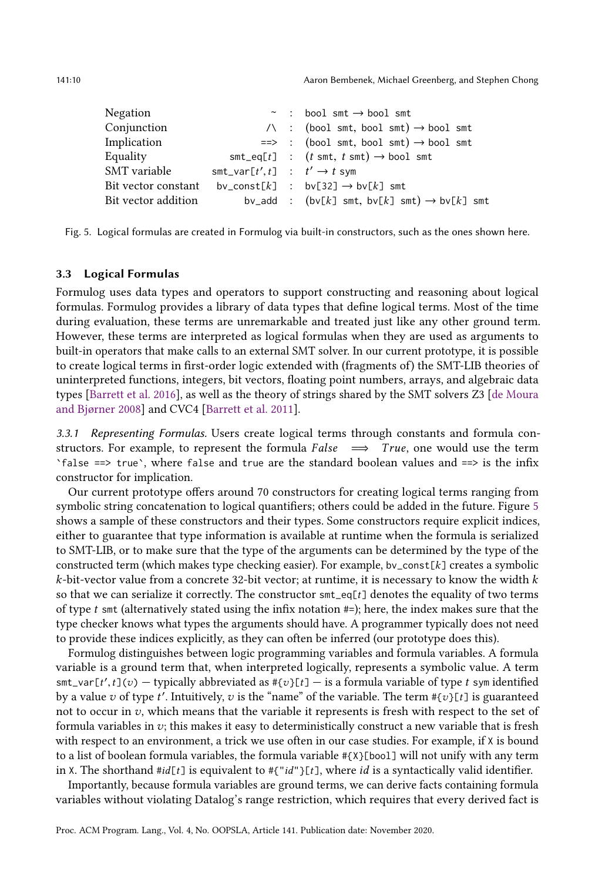| | | |
|---|---|---|
| Negation | `~` | : `bool smt → bool smt` |
| Conjunction | `/\` | : `(bool smt, bool smt) → bool smt` |
| Implication | `==>` | : `(bool smt, bool smt) → bool smt` |
| Equality | `smt_eq[t]` | : `(t smt, t smt) → bool smt` |
| SMT variable | `smt_var[t′, t]` | : `t′ → t sym` |
| Bit vector constant | `bv_const[k]` | : `bv[32] → bv[k] smt` |
| Bit vector addition | `bv_add` | : `(bv[k] smt, bv[k] smt) → bv[k] smt` |

Fig. 5. Logical formulas are created in Formulog via built-in constructors, such as the ones shown here.

### 3.3 Logical Formulas

Formulog uses data types and operators to support constructing and reasoning about logical formulas. Formulog provides a library of data types that define logical terms. Most of the time during evaluation, these terms are unremarkable and treated just like any other ground term. However, these terms are interpreted as logical formulas when they are used as arguments to built-in operators that make calls to an external SMT solver. In our current prototype, it is possible to create logical terms in first-order logic extended with (fragments of) the SMT-LIB theories of uninterpreted functions, integers, bit vectors, floating point numbers, arrays, and algebraic data types [Barrett et al. 2016], as well as the theory of strings shared by the SMT solvers Z3 [de Moura and Bjørner 2008] and CVC4 [Barrett et al. 2011].

*3.3.1 Representing Formulas.* Users create logical terms through constants and formula constructors. For example, to represent the formula $False \implies True$, one would use the term `` `false ==> true` ``, where `false` and `true` are the standard boolean values and `==>` is the infix constructor for implication.

Our current prototype offers around 70 constructors for creating logical terms ranging from symbolic string concatenation to logical quantifiers; others could be added in the future. Figure 5 shows a sample of these constructors and their types. Some constructors require explicit indices, either to guarantee that type information is available at runtime when the formula is serialized to SMT-LIB, or to make sure that the type of the arguments can be determined by the type of the constructed term (which makes type checking easier). For example, `bv_const[k]` creates a symbolic $k$-bit-vector value from a concrete 32-bit vector; at runtime, it is necessary to know the width $k$ so that we can serialize it correctly. The constructor `smt_eq[t]` denotes the equality of two terms of type `t smt` (alternatively stated using the infix notation `#=`); here, the index makes sure that the type checker knows what types the arguments should have. A programmer typically does not need to provide these indices explicitly, as they can often be inferred (our prototype does this).

Formulog distinguishes between logic programming variables and formula variables. A formula variable is a ground term that, when interpreted logically, represents a symbolic value. A term `smt_var[t′, t](v)` — typically abbreviated as `#{v}[t]` — is a formula variable of type `t sym` identified by a value $v$ of type $t'$. Intuitively, $v$ is the "name" of the variable. The term `#{v}[t]` is guaranteed not to occur in $v$, which means that the variable it represents is fresh with respect to the set of formula variables in $v$; this makes it easy to deterministically construct a new variable that is fresh with respect to an environment, a trick we use often in our case studies. For example, if `X` is bound to a list of boolean formula variables, the formula variable `#{X}[bool]` will not unify with any term in `X`. The shorthand `#id[t]` is equivalent to `#{"id"}[t]`, where *id* is a syntactically valid identifier.

Importantly, because formula variables are ground terms, we can derive facts containing formula variables without violating Datalog's range restriction, which requires that every derived fact is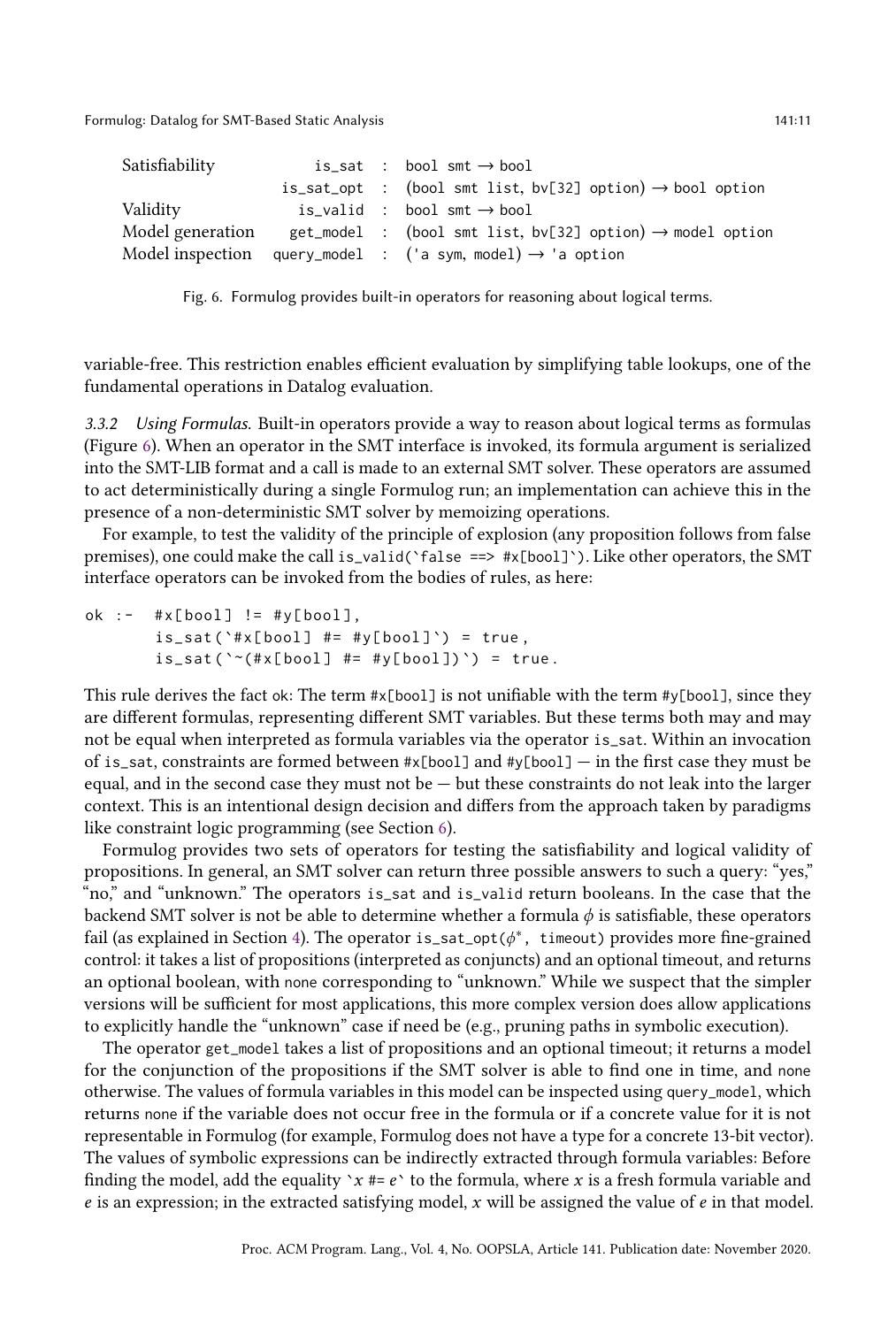| | | | |
|---|---|---|---|
| Satisfiability | `is_sat` | : | `bool smt → bool` |
| | `is_sat_opt` | : | `(bool smt list, bv[32] option) → bool option` |
| Validity | `is_valid` | : | `bool smt → bool` |
| Model generation | `get_model` | : | `(bool smt list, bv[32] option) → model option` |
| Model inspection | `query_model` | : | `('a sym, model) → 'a option` |

Fig. 6. Formulog provides built-in operators for reasoning about logical terms.

variable-free. This restriction enables efficient evaluation by simplifying table lookups, one of the fundamental operations in Datalog evaluation.

#### 3.3.2 *Using Formulas.*

Built-in operators provide a way to reason about logical terms as formulas (Figure 6). When an operator in the SMT interface is invoked, its formula argument is serialized into the SMT-LIB format and a call is made to an external SMT solver. These operators are assumed to act deterministically during a single Formulog run; an implementation can achieve this in the presence of a non-deterministic SMT solver by memoizing operations.

For example, to test the validity of the principle of explosion (any proposition follows from false premises), one could make the call ``is_valid(`false ==> #x[bool]`)``. Like other operators, the SMT interface operators can be invoked from the bodies of rules, as here:

```
ok :-  #x[bool] != #y[bool],
       is_sat(`#x[bool] #= #y[bool]`) = true,
       is_sat(`~(#x[bool] #= #y[bool])`) = true.
```

This rule derives the fact `ok`: The term `#x[bool]` is not unifiable with the term `#y[bool]`, since they are different formulas, representing different SMT variables. But these terms both may and may not be equal when interpreted as formula variables via the operator `is_sat`. Within an invocation of `is_sat`, constraints are formed between `#x[bool]` and `#y[bool]` — in the first case they must be equal, and in the second case they must not be — but these constraints do not leak into the larger context. This is an intentional design decision and differs from the approach taken by paradigms like constraint logic programming (see Section 6).

Formulog provides two sets of operators for testing the satisfiability and logical validity of propositions. In general, an SMT solver can return three possible answers to such a query: "yes," "no," and "unknown." The operators `is_sat` and `is_valid` return booleans. In the case that the backend SMT solver is not be able to determine whether a formula $\phi$ is satisfiable, these operators fail (as explained in Section 4). The operator `is_sat_opt(`$\phi^*$`, timeout)` provides more fine-grained control: it takes a list of propositions (interpreted as conjuncts) and an optional timeout, and returns an optional boolean, with `none` corresponding to "unknown." While we suspect that the simpler versions will be sufficient for most applications, this more complex version does allow applications to explicitly handle the "unknown" case if need be (e.g., pruning paths in symbolic execution).

The operator `get_model` takes a list of propositions and an optional timeout; it returns a model for the conjunction of the propositions if the SMT solver is able to find one in time, and `none` otherwise. The values of formula variables in this model can be inspected using `query_model`, which returns `none` if the variable does not occur free in the formula or if a concrete value for it is not representable in Formulog (for example, Formulog does not have a type for a concrete 13-bit vector). The values of symbolic expressions can be indirectly extracted through formula variables: Before finding the model, add the equality `` `x #= e` `` to the formula, where $x$ is a fresh formula variable and $e$ is an expression; in the extracted satisfying model, $x$ will be assigned the value of $e$ in that model.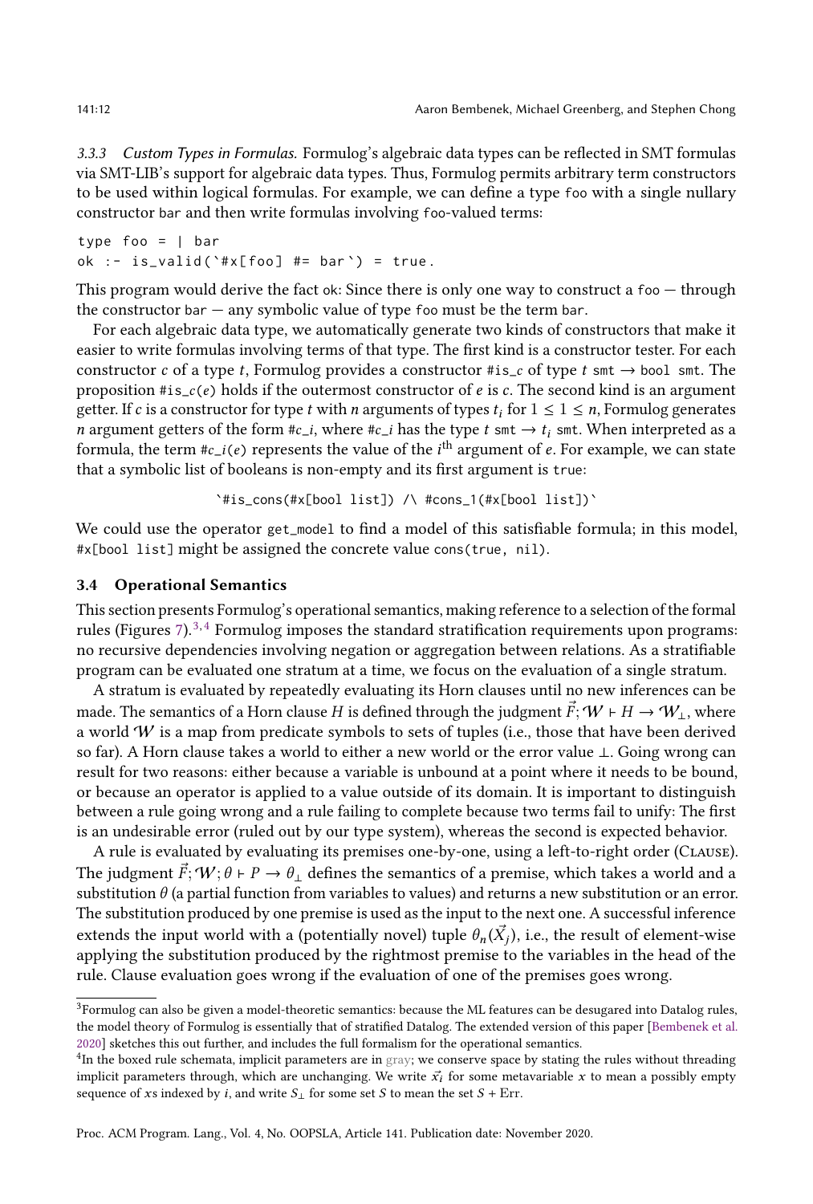#### 3.3.3 Custom Types in Formulas.

Formulog's algebraic data types can be reflected in SMT formulas via SMT-LIB's support for algebraic data types. Thus, Formulog permits arbitrary term constructors to be used within logical formulas. For example, we can define a type `foo` with a single nullary constructor `bar` and then write formulas involving `foo`-valued terms:

```
type foo = | bar
ok :- is_valid(`#x[foo] #= bar`) = true.
```

This program would derive the fact `ok`: Since there is only one way to construct a `foo` — through the constructor `bar` — any symbolic value of type `foo` must be the term `bar`.

For each algebraic data type, we automatically generate two kinds of constructors that make it easier to write formulas involving terms of that type. The first kind is a constructor tester. For each constructor $c$ of a type $t$, Formulog provides a constructor `#is_`$c$ of type $t$ `smt` $\rightarrow$ `bool smt`. The proposition `#is_`$c$`(`$e$`)` holds if the outermost constructor of $e$ is $c$. The second kind is an argument getter. If $c$ is a constructor for type $t$ with $n$ arguments of types $t_i$ for $1 \leq 1 \leq n$, Formulog generates $n$ argument getters of the form `#`$c$`_`$i$, where `#`$c$`_`$i$ has the type $t$ `smt` $\rightarrow$ $t_i$ `smt`. When interpreted as a formula, the term `#`$c$`_`$i$`(`$e$`)` represents the value of the $i^{\text{th}}$ argument of $e$. For example, we can state that a symbolic list of booleans is non-empty and its first argument is `true`:

```
`#is_cons(#x[bool list]) /\ #cons_1(#x[bool list])`
```

We could use the operator `get_model` to find a model of this satisfiable formula; in this model, `#x[bool list]` might be assigned the concrete value `cons(true, nil)`.

### 3.4 Operational Semantics

This section presents Formulog's operational semantics, making reference to a selection of the formal rules (Figures 7).[3,4] Formulog imposes the standard stratification requirements upon programs: no recursive dependencies involving negation or aggregation between relations. As a stratifiable program can be evaluated one stratum at a time, we focus on the evaluation of a single stratum.

A stratum is evaluated by repeatedly evaluating its Horn clauses until no new inferences can be made. The semantics of a Horn clause $H$ is defined through the judgment $\vec{F}; \mathcal{W} \vdash H \rightarrow \mathcal{W}_\perp$, where a world $\mathcal{W}$ is a map from predicate symbols to sets of tuples (i.e., those that have been derived so far). A Horn clause takes a world to either a new world or the error value $\perp$. Going wrong can result for two reasons: either because a variable is unbound at a point where it needs to be bound, or because an operator is applied to a value outside of its domain. It is important to distinguish between a rule going wrong and a rule failing to complete because two terms fail to unify: The first is an undesirable error (ruled out by our type system), whereas the second is expected behavior.

A rule is evaluated by evaluating its premises one-by-one, using a left-to-right order (Clause). The judgment $\vec{F}; \mathcal{W}; \theta \vdash P \rightarrow \theta_\perp$ defines the semantics of a premise, which takes a world and a substitution $\theta$ (a partial function from variables to values) and returns a new substitution or an error. The substitution produced by one premise is used as the input to the next one. A successful inference extends the input world with a (potentially novel) tuple $\theta_n(\vec{X_j})$, i.e., the result of element-wise applying the substitution produced by the rightmost premise to the variables in the head of the rule. Clause evaluation goes wrong if the evaluation of one of the premises goes wrong.

---

[3] Formulog can also be given a model-theoretic semantics: because the ML features can be desugared into Datalog rules, the model theory of Formulog is essentially that of stratified Datalog. The extended version of this paper [Bembenek et al. 2020] sketches this out further, and includes the full formalism for the operational semantics.

[4] In the boxed rule schemata, implicit parameters are in gray; we conserve space by stating the rules without threading implicit parameters through, which are unchanging. We write $\vec{x_i}$ for some metavariable $x$ to mean a possibly empty sequence of $x$s indexed by $i$, and write $S_\perp$ for some set $S$ to mean the set $S$ + Err.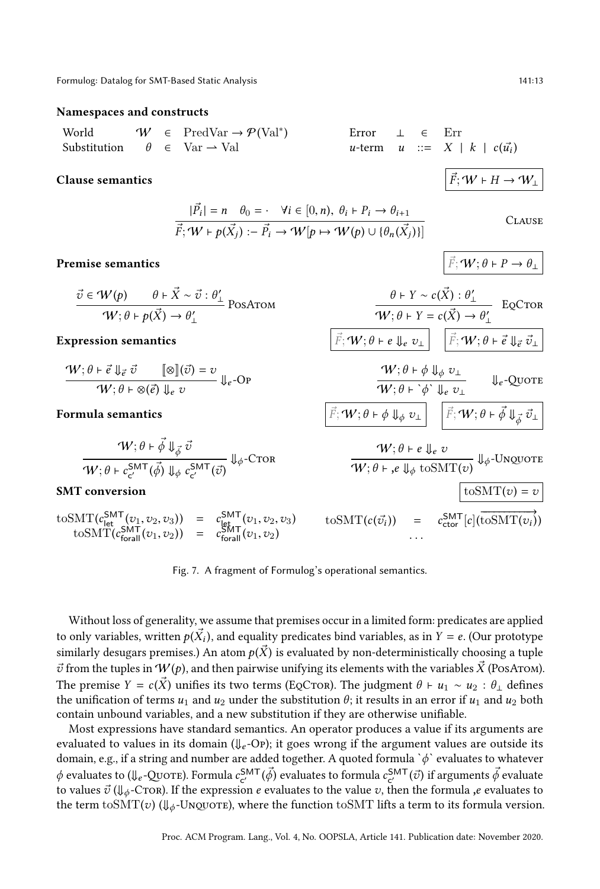**Namespaces and constructs**

$$
\begin{array}{llll@{\qquad}llll}
\text{World} & \mathcal{W} & \in & \text{PredVar} \to \mathcal{P}(\text{Val}^*) & \text{Error} & \bot & \in & \text{Err} \\
\text{Substitution} & \theta & \in & \text{Var} \rightharpoonup \text{Val} & u\text{-term} & u & ::= & X \mid k \mid c(\vec{u_i})
\end{array}
$$

**Clause semantics** $\boxed{\vec{F}; \mathcal{W} \vdash H \to \mathcal{W}_\bot}$

$$
\frac{|\vec{P_i}| = n \quad \theta_0 = \cdot \quad \forall i \in [0, n),\ \theta_i \vdash P_i \to \theta_{i+1}}{\vec{F}; \mathcal{W} \vdash p(\vec{X_j}) :- \vec{P_i} \to \mathcal{W}[p \mapsto \mathcal{W}(p) \cup \{\theta_n(\vec{X_j})\}]} \text{ Clause}
$$

**Premise semantics** $\boxed{\vec{F}; \mathcal{W}; \theta \vdash P \to \theta_\bot}$

$$
\frac{\vec{v} \in \mathcal{W}(p) \qquad \theta \vdash \vec{X} \sim \vec{v} : \theta'_\bot}{\mathcal{W}; \theta \vdash p(\vec{X}) \to \theta'_\bot} \text{ PosAtom}
\qquad
\frac{\theta \vdash Y \sim c(\vec{X}) : \theta'_\bot}{\mathcal{W}; \theta \vdash Y = c(\vec{X}) \to \theta'_\bot} \text{ EqCtor}
$$

**Expression semantics** $\boxed{\vec{F}; \mathcal{W}; \theta \vdash e \Downarrow_e v_\bot}$ $\boxed{\vec{F}; \mathcal{W}; \theta \vdash \vec{e} \Downarrow_{\vec{e}} \vec{v}_\bot}$

$$
\frac{\mathcal{W}; \theta \vdash \vec{e} \Downarrow_{\vec{e}} \vec{v} \qquad [\![\otimes]\!](\vec{v}) = v}{\mathcal{W}; \theta \vdash \otimes(\vec{e}) \Downarrow_e v} \Downarrow_e\text{-Op}
\qquad
\frac{\mathcal{W}; \theta \vdash \phi \Downarrow_\phi v_\bot}{\mathcal{W}; \theta \vdash \grave{}\phi\grave{} \Downarrow_e v_\bot} \Downarrow_e\text{-Quote}
$$

**Formula semantics** $\boxed{\vec{F}; \mathcal{W}; \theta \vdash \phi \Downarrow_\phi v_\bot}$ $\boxed{\vec{F}; \mathcal{W}; \theta \vdash \vec{\phi} \Downarrow_{\vec{\phi}} \vec{v}_\bot}$

$$
\frac{\mathcal{W}; \theta \vdash \vec{\phi} \Downarrow_{\vec{\phi}} \vec{v}}{\mathcal{W}; \theta \vdash c^{\mathsf{SMT}}_{c'}(\vec{\phi}) \Downarrow_\phi c^{\mathsf{SMT}}_{c'}(\vec{v})} \Downarrow_\phi\text{-Ctor}
\qquad
\frac{\mathcal{W}; \theta \vdash e \Downarrow_e v}{\mathcal{W}; \theta \vdash ,e \Downarrow_\phi \text{toSMT}(v)} \Downarrow_\phi\text{-Unquote}
$$

**SMT conversion** $\boxed{\text{toSMT}(v) = v}$

$$
\begin{array}{rcl@{\qquad}rcl}
\text{toSMT}(c^{\mathsf{SMT}}_{\mathsf{let}}(v_1, v_2, v_3)) & = & c^{\mathsf{SMT}}_{\mathsf{let}}(v_1, v_2, v_3) & \text{toSMT}(c(\vec{v_i})) & = & c^{\mathsf{SMT}}_{\mathsf{ctor}}[c](\overrightarrow{\text{toSMT}(v_i)}) \\
\text{toSMT}(c^{\mathsf{SMT}}_{\mathsf{forall}}(v_1, v_2)) & = & c^{\mathsf{SMT}}_{\mathsf{forall}}(v_1, v_2) & & \ldots &
\end{array}
$$

Fig. 7. A fragment of Formulog's operational semantics.

Without loss of generality, we assume that premises occur in a limited form: predicates are applied to only variables, written $p(\vec{X_i})$, and equality predicates bind variables, as in $Y = e$. (Our prototype similarly desugars premises.) An atom $p(\vec{X})$ is evaluated by non-deterministically choosing a tuple $\vec{v}$ from the tuples in $\mathcal{W}(p)$, and then pairwise unifying its elements with the variables $\vec{X}$ (PosAtom). The premise $Y = c(\vec{X})$ unifies its two terms (EqCtor). The judgment $\theta \vdash u_1 \sim u_2 : \theta_\bot$ defines the unification of terms $u_1$ and $u_2$ under the substitution $\theta$; it results in an error if $u_1$ and $u_2$ both contain unbound variables, and a new substitution if they are otherwise unifiable.

Most expressions have standard semantics. An operator produces a value if its arguments are evaluated to values in its domain ($\Downarrow_e$-Op); it goes wrong if the argument values are outside its domain, e.g., if a string and number are added together. A quoted formula $\grave{}\phi\grave{}$ evaluates to whatever $\phi$ evaluates to ($\Downarrow_e$-Quote). Formula $c^{\mathsf{SMT}}_{c'}(\vec{\phi})$ evaluates to formula $c^{\mathsf{SMT}}_{c'}(\vec{v})$ if arguments $\vec{\phi}$ evaluate to values $\vec{v}$ ($\Downarrow_\phi$-Ctor). If the expression $e$ evaluates to the value $v$, then the formula $,e$ evaluates to the term $\text{toSMT}(v)$ ($\Downarrow_\phi$-Unquote), where the function toSMT lifts a term to its formula version.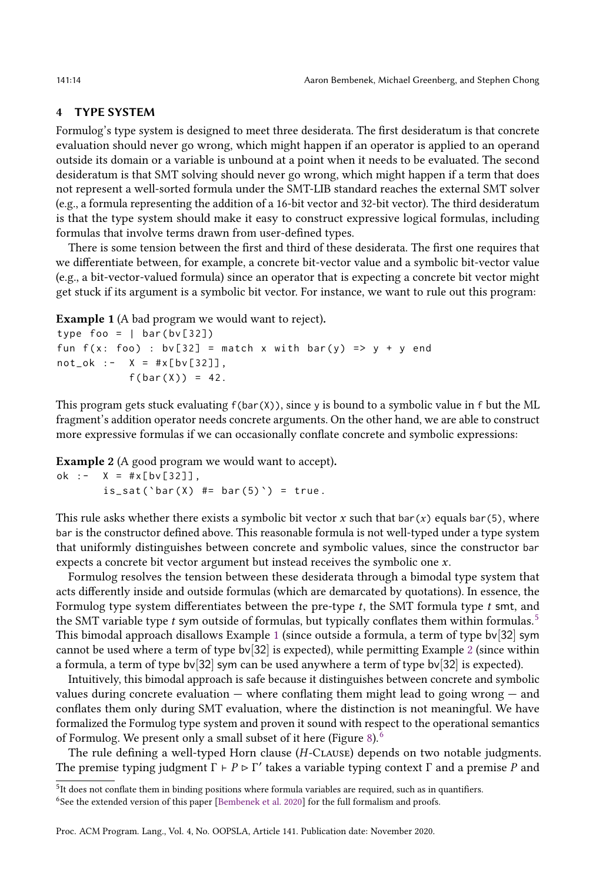## 4 TYPE SYSTEM

Formulog's type system is designed to meet three desiderata. The first desideratum is that concrete evaluation should never go wrong, which might happen if an operator is applied to an operand outside its domain or a variable is unbound at a point when it needs to be evaluated. The second desideratum is that SMT solving should never go wrong, which might happen if a term that does not represent a well-sorted formula under the SMT-LIB standard reaches the external SMT solver (e.g., a formula representing the addition of a 16-bit vector and 32-bit vector). The third desideratum is that the type system should make it easy to construct expressive logical formulas, including formulas that involve terms drawn from user-defined types.

There is some tension between the first and third of these desiderata. The first one requires that we differentiate between, for example, a concrete bit-vector value and a symbolic bit-vector value (e.g., a bit-vector-valued formula) since an operator that is expecting a concrete bit vector might get stuck if its argument is a symbolic bit vector. For instance, we want to rule out this program:

**Example 1** (A bad program we would want to reject).

```
type foo = | bar(bv[32])
fun f(x: foo) : bv[32] = match x with bar(y) => y + y end
not_ok :-  X = #x[bv[32]],
           f(bar(X)) = 42.
```

This program gets stuck evaluating `f(bar(X))`, since `y` is bound to a symbolic value in `f` but the ML fragment's addition operator needs concrete arguments. On the other hand, we are able to construct more expressive formulas if we can occasionally conflate concrete and symbolic expressions:

**Example 2** (A good program we would want to accept).

```
ok :-  X = #x[bv[32]],
       is_sat(`bar(X) #= bar(5)`) = true.
```

This rule asks whether there exists a symbolic bit vector $x$ such that `bar`($x$) equals `bar(5)`, where `bar` is the constructor defined above. This reasonable formula is not well-typed under a type system that uniformly distinguishes between concrete and symbolic values, since the constructor `bar` expects a concrete bit vector argument but instead receives the symbolic one $x$.

Formulog resolves the tension between these desiderata through a bimodal type system that acts differently inside and outside formulas (which are demarcated by quotations). In essence, the Formulog type system differentiates between the pre-type $t$, the SMT formula type $t$ smt, and the SMT variable type $t$ sym outside of formulas, but typically conflates them within formulas.[5] This bimodal approach disallows Example 1 (since outside a formula, a term of type bv[32] sym cannot be used where a term of type bv[32] is expected), while permitting Example 2 (since within a formula, a term of type bv[32] sym can be used anywhere a term of type bv[32] is expected).

Intuitively, this bimodal approach is safe because it distinguishes between concrete and symbolic values during concrete evaluation — where conflating them might lead to going wrong — and conflates them only during SMT evaluation, where the distinction is not meaningful. We have formalized the Formulog type system and proven it sound with respect to the operational semantics of Formulog. We present only a small subset of it here (Figure 8).[6]

The rule defining a well-typed Horn clause (*H-Clause*) depends on two notable judgments. The premise typing judgment $\Gamma \vdash P \rhd \Gamma'$ takes a variable typing context $\Gamma$ and a premise $P$ and

[5] It does not conflate them in binding positions where formula variables are required, such as in quantifiers.

[6] See the extended version of this paper [Bembenek et al. 2020] for the full formalism and proofs.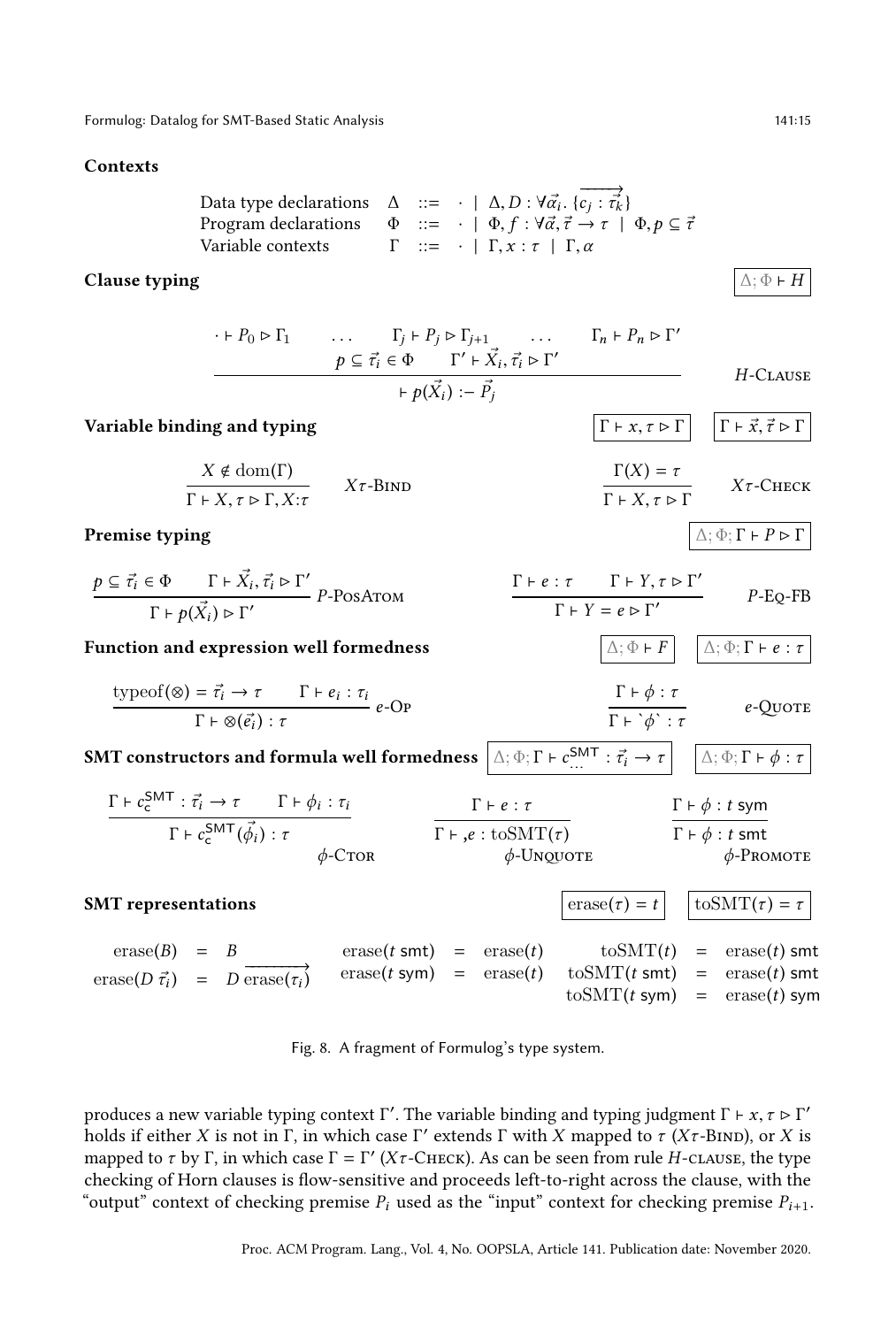**Contexts**

$$
\begin{array}{llcl}
\text{Data type declarations} & \Delta & ::= & \cdot \mid \Delta, D : \forall \vec{\alpha_i}.\ \{\overrightarrow{c_j : \vec{\tau_k}}\} \\
\text{Program declarations} & \Phi & ::= & \cdot \mid \Phi, f : \forall \vec{\alpha}, \vec{\tau} \rightarrow \tau \mid \Phi, p \subseteq \vec{\tau} \\
\text{Variable contexts} & \Gamma & ::= & \cdot \mid \Gamma, x : \tau \mid \Gamma, \alpha
\end{array}
$$

**Clause typing** $\quad \boxed{\Delta; \Phi \vdash H}$

$$
\frac{\cdot \vdash P_0 \rhd \Gamma_1 \qquad \ldots \qquad \Gamma_j \vdash P_j \rhd \Gamma_{j+1} \qquad \ldots \qquad \Gamma_n \vdash P_n \rhd \Gamma' \qquad p \subseteq \vec{\tau_i} \in \Phi \qquad \Gamma' \vdash \vec{X_i}, \vec{\tau_i} \rhd \Gamma'}{\vdash p(\vec{X_i}) :- \vec{P_j}} \ H\text{-Clause}
$$

**Variable binding and typing** $\quad \boxed{\Gamma \vdash x, \tau \rhd \Gamma} \quad \boxed{\Gamma \vdash \vec{x}, \vec{\tau} \rhd \Gamma}$

$$
\frac{X \notin \text{dom}(\Gamma)}{\Gamma \vdash X, \tau \rhd \Gamma, X{:}\tau} \ X\tau\text{-Bind} \qquad \frac{\Gamma(X) = \tau}{\Gamma \vdash X, \tau \rhd \Gamma} \ X\tau\text{-Check}
$$

**Premise typing** $\quad \boxed{\Delta; \Phi; \Gamma \vdash P \rhd \Gamma}$

$$
\frac{p \subseteq \vec{\tau_i} \in \Phi \qquad \Gamma \vdash \vec{X_i}, \vec{\tau_i} \rhd \Gamma'}{\Gamma \vdash p(\vec{X_i}) \rhd \Gamma'} \ P\text{-PosAtom} \qquad \frac{\Gamma \vdash e : \tau \qquad \Gamma \vdash Y, \tau \rhd \Gamma'}{\Gamma \vdash Y = e \rhd \Gamma'} \ P\text{-Eq-FB}
$$

**Function and expression well formedness** $\quad \boxed{\Delta; \Phi \vdash F} \quad \boxed{\Delta; \Phi; \Gamma \vdash e : \tau}$

$$
\frac{\text{typeof}(\otimes) = \vec{\tau_i} \rightarrow \tau \qquad \Gamma \vdash e_i : \tau_i}{\Gamma \vdash \otimes(\vec{e_i}) : \tau} \ e\text{-Op} \qquad \frac{\Gamma \vdash \phi : \tau}{\Gamma \vdash \grave{}\phi\grave{} : \tau} \ e\text{-Quote}
$$

**SMT constructors and formula well formedness** $\quad \boxed{\Delta; \Phi; \Gamma \vdash c^{\mathsf{SMT}}_{\ldots} : \vec{\tau_i} \rightarrow \tau} \quad \boxed{\Delta; \Phi; \Gamma \vdash \phi : \tau}$

$$
\frac{\Gamma \vdash c^{\mathsf{SMT}}_{\mathsf{c}} : \vec{\tau_i} \rightarrow \tau \qquad \Gamma \vdash \phi_i : \tau_i}{\Gamma \vdash c^{\mathsf{SMT}}_{\mathsf{c}}(\vec{\phi_i}) : \tau} \ \phi\text{-Ctor} \qquad \frac{\Gamma \vdash e : \tau}{\Gamma \vdash {,}e : \text{toSMT}(\tau)} \ \phi\text{-Unquote} \qquad \frac{\Gamma \vdash \phi : t\ \mathsf{sym}}{\Gamma \vdash \phi : t\ \mathsf{smt}} \ \phi\text{-Promote}
$$

**SMT representations** $\quad \boxed{\text{erase}(\tau) = t} \quad \boxed{\text{toSMT}(\tau) = \tau}$

$$
\begin{array}{rcl}
\text{erase}(B) & = & B \\
\text{erase}(D\ \vec{\tau_i}) & = & D\ \overrightarrow{\text{erase}(\tau_i)}
\end{array}
\qquad
\begin{array}{rcl}
\text{erase}(t\ \mathsf{smt}) & = & \text{erase}(t) \\
\text{erase}(t\ \mathsf{sym}) & = & \text{erase}(t)
\end{array}
\qquad
\begin{array}{rcl}
\text{toSMT}(t) & = & \text{erase}(t)\ \mathsf{smt} \\
\text{toSMT}(t\ \mathsf{smt}) & = & \text{erase}(t)\ \mathsf{smt} \\
\text{toSMT}(t\ \mathsf{sym}) & = & \text{erase}(t)\ \mathsf{sym}
\end{array}
$$

Fig. 8. A fragment of Formulog's type system.

produces a new variable typing context $\Gamma'$. The variable binding and typing judgment $\Gamma \vdash x, \tau \rhd \Gamma'$ holds if either $X$ is not in $\Gamma$, in which case $\Gamma'$ extends $\Gamma$ with $X$ mapped to $\tau$ ($X\tau$-Bind), or $X$ is mapped to $\tau$ by $\Gamma$, in which case $\Gamma = \Gamma'$ ($X\tau$-Check). As can be seen from rule $H$-clause, the type checking of Horn clauses is flow-sensitive and proceeds left-to-right across the clause, with the "output" context of checking premise $P_i$ used as the "input" context for checking premise $P_{i+1}$.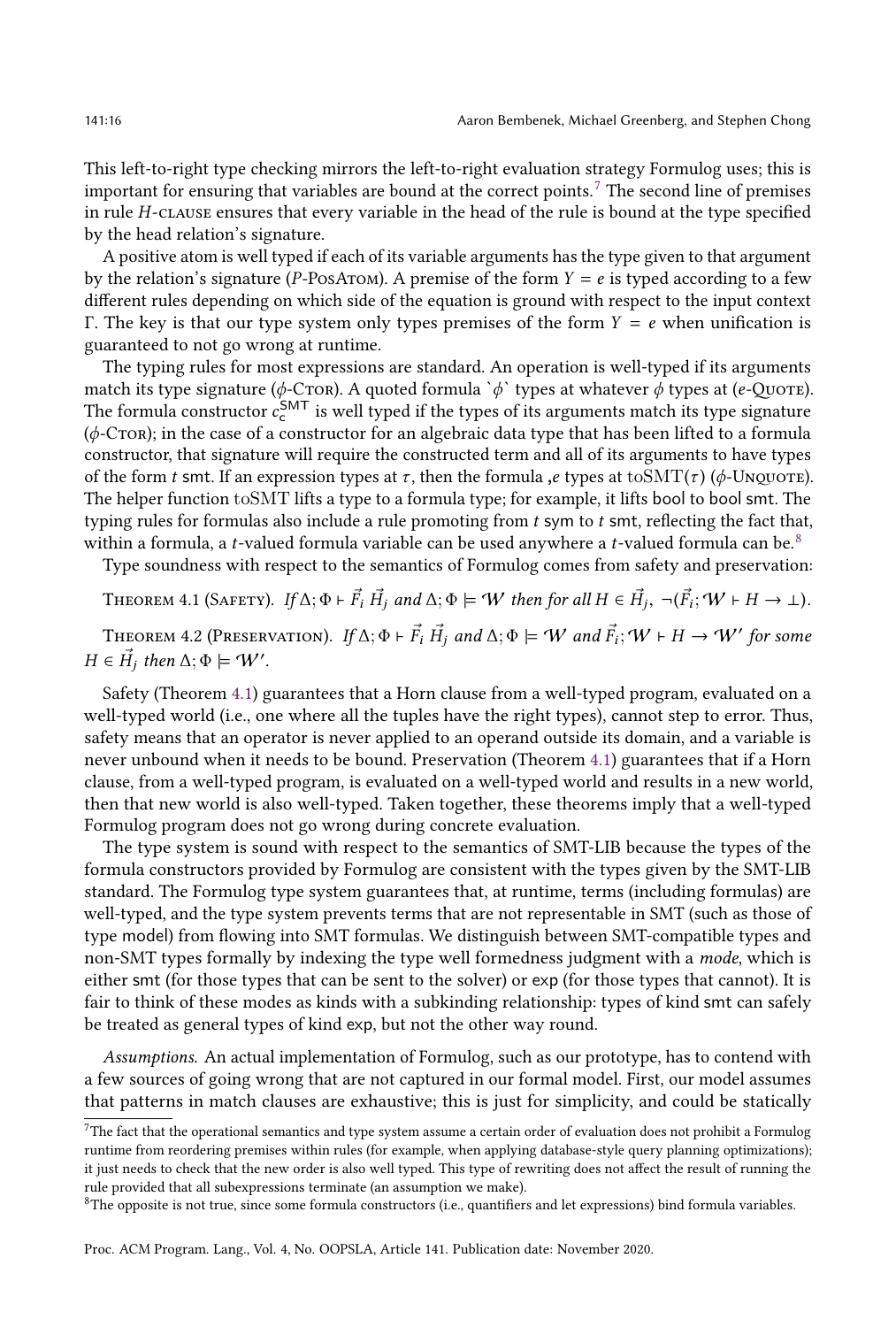This left-to-right type checking mirrors the left-to-right evaluation strategy Formulog uses; this is important for ensuring that variables are bound at the correct points.[7] The second line of premises in rule *H*-CLAUSE ensures that every variable in the head of the rule is bound at the type specified by the head relation's signature.

A positive atom is well typed if each of its variable arguments has the type given to that argument by the relation's signature (*P*-POSATOM). A premise of the form $Y = e$ is typed according to a few different rules depending on which side of the equation is ground with respect to the input context $\Gamma$. The key is that our type system only types premises of the form $Y = e$ when unification is guaranteed to not go wrong at runtime.

The typing rules for most expressions are standard. An operation is well-typed if its arguments match its type signature ($\phi$-CTOR). A quoted formula `` `$\phi$` `` types at whatever $\phi$ types at (*e*-QUOTE). The formula constructor $c_{\mathsf{c}}^{\mathsf{SMT}}$ is well typed if the types of its arguments match its type signature ($\phi$-CTOR); in the case of a constructor for an algebraic data type that has been lifted to a formula constructor, that signature will require the constructed term and all of its arguments to have types of the form $t$ smt. If an expression types at $\tau$, then the formula ,$e$ types at toSMT($\tau$) ($\phi$-UNQUOTE). The helper function toSMT lifts a type to a formula type; for example, it lifts bool to bool smt. The typing rules for formulas also include a rule promoting from $t$ sym to $t$ smt, reflecting the fact that, within a formula, a $t$-valued formula variable can be used anywhere a $t$-valued formula can be.[8]

Type soundness with respect to the semantics of Formulog comes from safety and preservation:

THEOREM 4.1 (SAFETY). *If* $\Delta; \Phi \vdash \vec{F_i}\ \vec{H_j}$ *and* $\Delta; \Phi \models \mathcal{W}$ *then for all* $H \in \vec{H_j}$, $\neg(\vec{F_i}; \mathcal{W} \vdash H \rightarrow \bot)$.

THEOREM 4.2 (PRESERVATION). *If* $\Delta; \Phi \vdash \vec{F_i}\ \vec{H_j}$ *and* $\Delta; \Phi \models \mathcal{W}$ *and* $\vec{F_i}; \mathcal{W} \vdash H \rightarrow \mathcal{W}'$ *for some* $H \in \vec{H_j}$ *then* $\Delta; \Phi \models \mathcal{W}'$.

Safety (Theorem 4.1) guarantees that a Horn clause from a well-typed program, evaluated on a well-typed world (i.e., one where all the tuples have the right types), cannot step to error. Thus, safety means that an operator is never applied to an operand outside its domain, and a variable is never unbound when it needs to be bound. Preservation (Theorem 4.1) guarantees that if a Horn clause, from a well-typed program, is evaluated on a well-typed world and results in a new world, then that new world is also well-typed. Taken together, these theorems imply that a well-typed Formulog program does not go wrong during concrete evaluation.

The type system is sound with respect to the semantics of SMT-LIB because the types of the formula constructors provided by Formulog are consistent with the types given by the SMT-LIB standard. The Formulog type system guarantees that, at runtime, terms (including formulas) are well-typed, and the type system prevents terms that are not representable in SMT (such as those of type model) from flowing into SMT formulas. We distinguish between SMT-compatible types and non-SMT types formally by indexing the type well formedness judgment with a *mode*, which is either smt (for those types that can be sent to the solver) or exp (for those types that cannot). It is fair to think of these modes as kinds with a subkinding relationship: types of kind smt can safely be treated as general types of kind exp, but not the other way round.

*Assumptions.* An actual implementation of Formulog, such as our prototype, has to contend with a few sources of going wrong that are not captured in our formal model. First, our model assumes that patterns in match clauses are exhaustive; this is just for simplicity, and could be statically

---

[7] The fact that the operational semantics and type system assume a certain order of evaluation does not prohibit a Formulog runtime from reordering premises within rules (for example, when applying database-style query planning optimizations); it just needs to check that the new order is also well typed. This type of rewriting does not affect the result of running the rule provided that all subexpressions terminate (an assumption we make).

[8] The opposite is not true, since some formula constructors (i.e., quantifiers and let expressions) bind formula variables.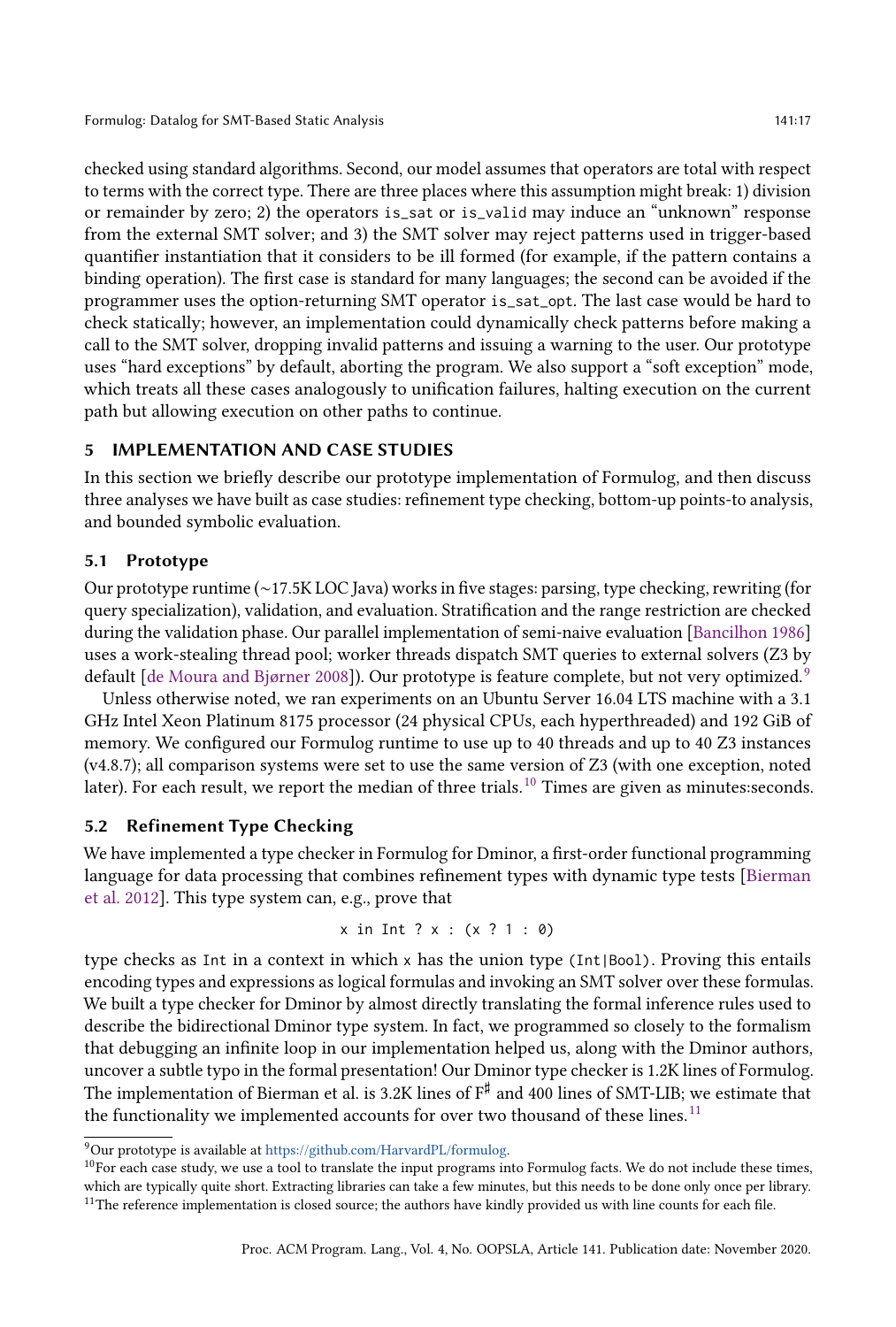checked using standard algorithms. Second, our model assumes that operators are total with respect to terms with the correct type. There are three places where this assumption might break: 1) division or remainder by zero; 2) the operators `is_sat` or `is_valid` may induce an "unknown" response from the external SMT solver; and 3) the SMT solver may reject patterns used in trigger-based quantifier instantiation that it considers to be ill formed (for example, if the pattern contains a binding operation). The first case is standard for many languages; the second can be avoided if the programmer uses the option-returning SMT operator `is_sat_opt`. The last case would be hard to check statically; however, an implementation could dynamically check patterns before making a call to the SMT solver, dropping invalid patterns and issuing a warning to the user. Our prototype uses "hard exceptions" by default, aborting the program. We also support a "soft exception" mode, which treats all these cases analogously to unification failures, halting execution on the current path but allowing execution on other paths to continue.

## 5 IMPLEMENTATION AND CASE STUDIES

In this section we briefly describe our prototype implementation of Formulog, and then discuss three analyses we have built as case studies: refinement type checking, bottom-up points-to analysis, and bounded symbolic evaluation.

### 5.1 Prototype

Our prototype runtime (~17.5K LOC Java) works in five stages: parsing, type checking, rewriting (for query specialization), validation, and evaluation. Stratification and the range restriction are checked during the validation phase. Our parallel implementation of semi-naive evaluation [Bancilhon 1986] uses a work-stealing thread pool; worker threads dispatch SMT queries to external solvers (Z3 by default [de Moura and Bjørner 2008]). Our prototype is feature complete, but not very optimized.[9]

Unless otherwise noted, we ran experiments on an Ubuntu Server 16.04 LTS machine with a 3.1 GHz Intel Xeon Platinum 8175 processor (24 physical CPUs, each hyperthreaded) and 192 GiB of memory. We configured our Formulog runtime to use up to 40 threads and up to 40 Z3 instances (v4.8.7); all comparison systems were set to use the same version of Z3 (with one exception, noted later). For each result, we report the median of three trials.[10] Times are given as minutes:seconds.

### 5.2 Refinement Type Checking

We have implemented a type checker in Formulog for Dminor, a first-order functional programming language for data processing that combines refinement types with dynamic type tests [Bierman et al. 2012]. This type system can, e.g., prove that

```
x in Int ? x : (x ? 1 : 0)
```

type checks as `Int` in a context in which `x` has the union type `(Int|Bool)`. Proving this entails encoding types and expressions as logical formulas and invoking an SMT solver over these formulas. We built a type checker for Dminor by almost directly translating the formal inference rules used to describe the bidirectional Dminor type system. In fact, we programmed so closely to the formalism that debugging an infinite loop in our implementation helped us, along with the Dminor authors, uncover a subtle typo in the formal presentation! Our Dminor type checker is 1.2K lines of Formulog. The implementation of Bierman et al. is 3.2K lines of F$^\sharp$ and 400 lines of SMT-LIB; we estimate that the functionality we implemented accounts for over two thousand of these lines.[11]

---

[9] Our prototype is available at https://github.com/HarvardPL/formulog.

[10] For each case study, we use a tool to translate the input programs into Formulog facts. We do not include these times, which are typically quite short. Extracting libraries can take a few minutes, but this needs to be done only once per library.

[11] The reference implementation is closed source; the authors have kindly provided us with line counts for each file.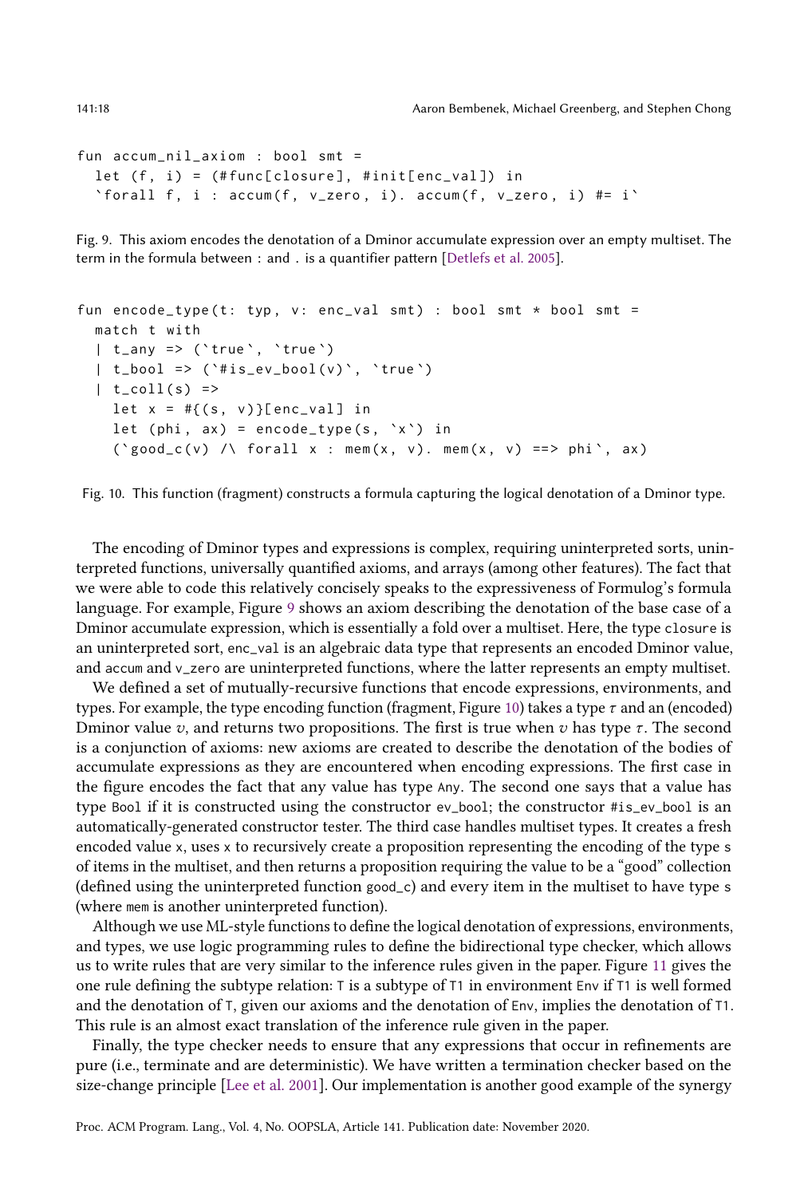```
fun accum_nil_axiom : bool smt =
  let (f, i) = (#func[closure], #init[enc_val]) in
  `forall f, i : accum(f, v_zero, i). accum(f, v_zero, i) #= i`
```

Fig. 9. This axiom encodes the denotation of a Dminor accumulate expression over an empty multiset. The term in the formula between : and . is a quantifier pattern [Detlefs et al. 2005].

```
fun encode_type(t: typ, v: enc_val smt) : bool smt * bool smt =
  match t with
  | t_any => (`true`, `true`)
  | t_bool => (`#is_ev_bool(v)`, `true`)
  | t_coll(s) =>
    let x = #{(s, v)}[enc_val] in
    let (phi, ax) = encode_type(s, `x`) in
    (`good_c(v) /\ forall x : mem(x, v). mem(x, v) ==> phi`, ax)
```

Fig. 10. This function (fragment) constructs a formula capturing the logical denotation of a Dminor type.

The encoding of Dminor types and expressions is complex, requiring uninterpreted sorts, uninterpreted functions, universally quantified axioms, and arrays (among other features). The fact that we were able to code this relatively concisely speaks to the expressiveness of Formulog's formula language. For example, Figure 9 shows an axiom describing the denotation of the base case of a Dminor accumulate expression, which is essentially a fold over a multiset. Here, the type `closure` is an uninterpreted sort, `enc_val` is an algebraic data type that represents an encoded Dminor value, and `accum` and `v_zero` are uninterpreted functions, where the latter represents an empty multiset.

We defined a set of mutually-recursive functions that encode expressions, environments, and types. For example, the type encoding function (fragment, Figure 10) takes a type $\tau$ and an (encoded) Dminor value $v$, and returns two propositions. The first is true when $v$ has type $\tau$. The second is a conjunction of axioms: new axioms are created to describe the denotation of the bodies of accumulate expressions as they are encountered when encoding expressions. The first case in the figure encodes the fact that any value has type `Any`. The second one says that a value has type `Bool` if it is constructed using the constructor `ev_bool`; the constructor `#is_ev_bool` is an automatically-generated constructor tester. The third case handles multiset types. It creates a fresh encoded value `x`, uses `x` to recursively create a proposition representing the encoding of the type `s` of items in the multiset, and then returns a proposition requiring the value to be a "good" collection (defined using the uninterpreted function `good_c`) and every item in the multiset to have type `s` (where `mem` is another uninterpreted function).

Although we use ML-style functions to define the logical denotation of expressions, environments, and types, we use logic programming rules to define the bidirectional type checker, which allows us to write rules that are very similar to the inference rules given in the paper. Figure 11 gives the one rule defining the subtype relation: `T` is a subtype of `T1` in environment `Env` if `T1` is well formed and the denotation of `T`, given our axioms and the denotation of `Env`, implies the denotation of `T1`. This rule is an almost exact translation of the inference rule given in the paper.

Finally, the type checker needs to ensure that any expressions that occur in refinements are pure (i.e., terminate and are deterministic). We have written a termination checker based on the size-change principle [Lee et al. 2001]. Our implementation is another good example of the synergy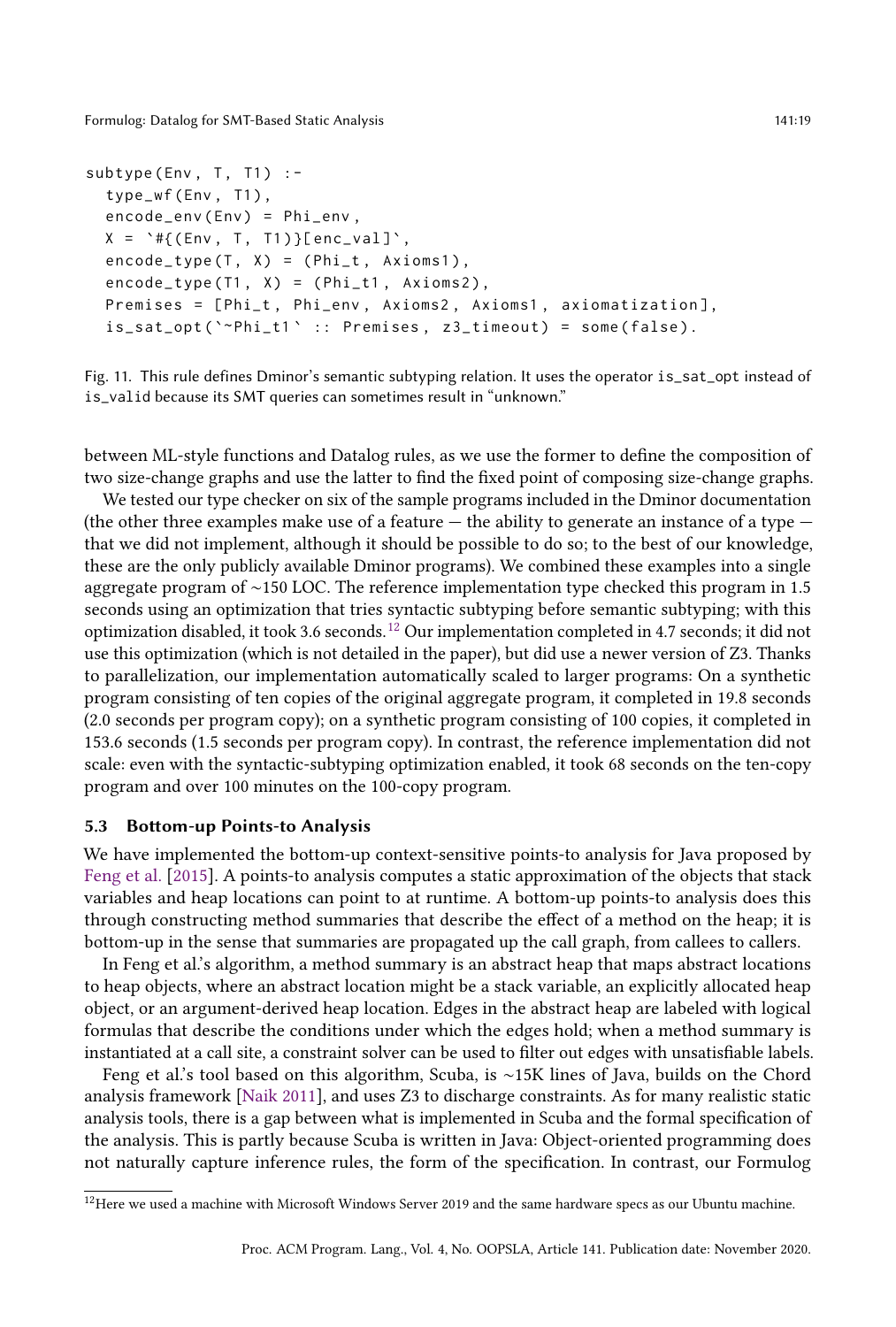```
subtype(Env, T, T1) :-
  type_wf(Env, T1),
  encode_env(Env) = Phi_env,
  X = `#{(Env, T, T1)}[enc_val]`,
  encode_type(T, X) = (Phi_t, Axioms1),
  encode_type(T1, X) = (Phi_t1, Axioms2),
  Premises = [Phi_t, Phi_env, Axioms2, Axioms1, axiomatization],
  is_sat_opt(`~Phi_t1` :: Premises, z3_timeout) = some(false).
```

Fig. 11. This rule defines Dminor's semantic subtyping relation. It uses the operator is_sat_opt instead of is_valid because its SMT queries can sometimes result in "unknown."

between ML-style functions and Datalog rules, as we use the former to define the composition of two size-change graphs and use the latter to find the fixed point of composing size-change graphs.

We tested our type checker on six of the sample programs included in the Dminor documentation (the other three examples make use of a feature — the ability to generate an instance of a type — that we did not implement, although it should be possible to do so; to the best of our knowledge, these are the only publicly available Dminor programs). We combined these examples into a single aggregate program of ~150 LOC. The reference implementation type checked this program in 1.5 seconds using an optimization that tries syntactic subtyping before semantic subtyping; with this optimization disabled, it took 3.6 seconds.[12] Our implementation completed in 4.7 seconds; it did not use this optimization (which is not detailed in the paper), but did use a newer version of Z3. Thanks to parallelization, our implementation automatically scaled to larger programs: On a synthetic program consisting of ten copies of the original aggregate program, it completed in 19.8 seconds (2.0 seconds per program copy); on a synthetic program consisting of 100 copies, it completed in 153.6 seconds (1.5 seconds per program copy). In contrast, the reference implementation did not scale: even with the syntactic-subtyping optimization enabled, it took 68 seconds on the ten-copy program and over 100 minutes on the 100-copy program.

### 5.3 Bottom-up Points-to Analysis

We have implemented the bottom-up context-sensitive points-to analysis for Java proposed by Feng et al. [2015]. A points-to analysis computes a static approximation of the objects that stack variables and heap locations can point to at runtime. A bottom-up points-to analysis does this through constructing method summaries that describe the effect of a method on the heap; it is bottom-up in the sense that summaries are propagated up the call graph, from callees to callers.

In Feng et al.'s algorithm, a method summary is an abstract heap that maps abstract locations to heap objects, where an abstract location might be a stack variable, an explicitly allocated heap object, or an argument-derived heap location. Edges in the abstract heap are labeled with logical formulas that describe the conditions under which the edges hold; when a method summary is instantiated at a call site, a constraint solver can be used to filter out edges with unsatisfiable labels.

Feng et al.'s tool based on this algorithm, Scuba, is ~15K lines of Java, builds on the Chord analysis framework [Naik 2011], and uses Z3 to discharge constraints. As for many realistic static analysis tools, there is a gap between what is implemented in Scuba and the formal specification of the analysis. This is partly because Scuba is written in Java: Object-oriented programming does not naturally capture inference rules, the form of the specification. In contrast, our Formulog

[12] Here we used a machine with Microsoft Windows Server 2019 and the same hardware specs as our Ubuntu machine.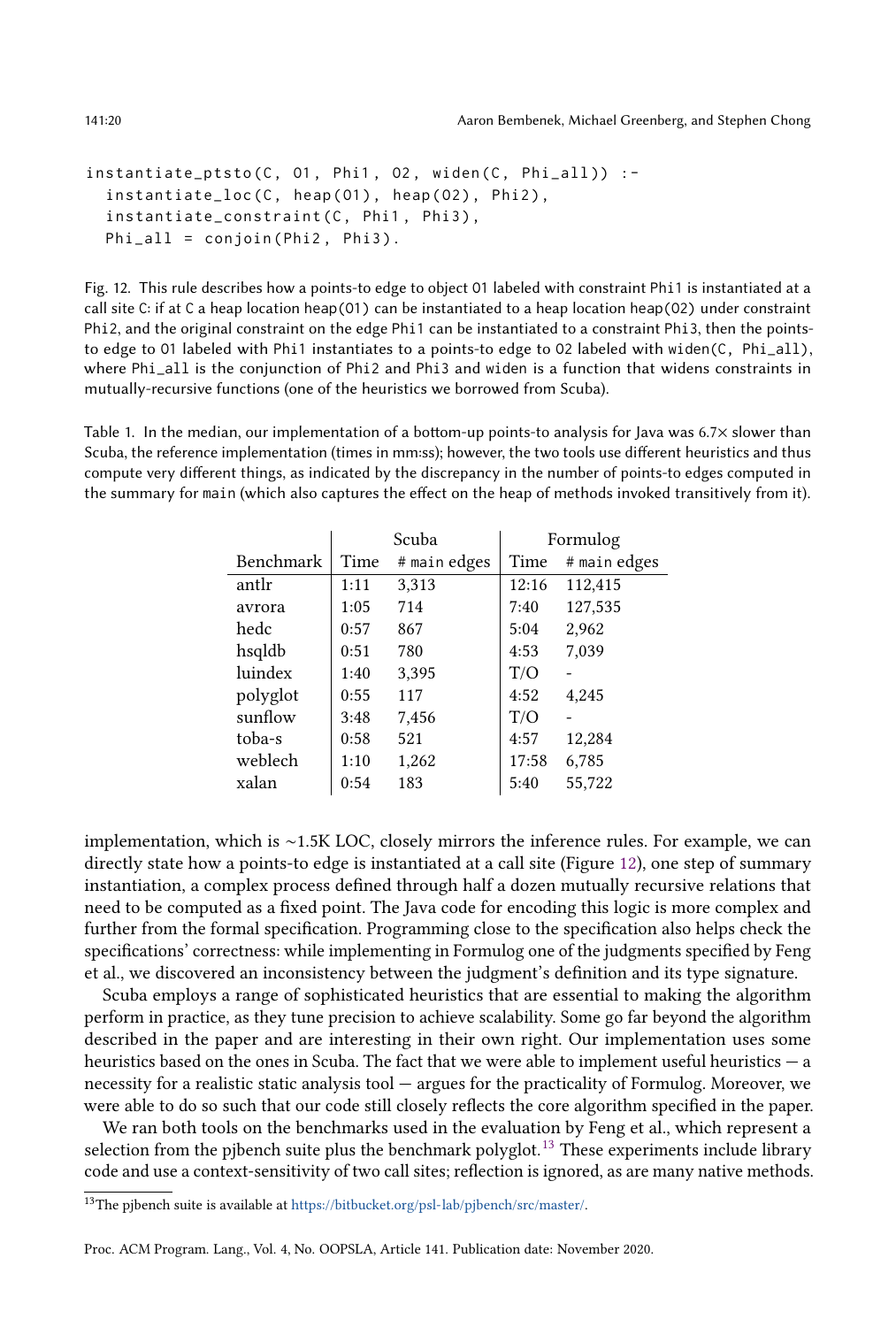```
instantiate_ptsto(C, O1, Phi1, O2, widen(C, Phi_all)) :-
  instantiate_loc(C, heap(O1), heap(O2), Phi2),
  instantiate_constraint(C, Phi1, Phi3),
  Phi_all = conjoin(Phi2, Phi3).
```

Fig. 12. This rule describes how a points-to edge to object O1 labeled with constraint Phi1 is instantiated at a call site C: if at C a heap location heap(O1) can be instantiated to a heap location heap(O2) under constraint Phi2, and the original constraint on the edge Phi1 can be instantiated to a constraint Phi3, then the points-to edge to O1 labeled with Phi1 instantiates to a points-to edge to O2 labeled with widen(C, Phi_all), where Phi_all is the conjunction of Phi2 and Phi3 and widen is a function that widens constraints in mutually-recursive functions (one of the heuristics we borrowed from Scuba).

Table 1. In the median, our implementation of a bottom-up points-to analysis for Java was 6.7× slower than Scuba, the reference implementation (times in mm:ss); however, the two tools use different heuristics and thus compute very different things, as indicated by the discrepancy in the number of points-to edges computed in the summary for main (which also captures the effect on the heap of methods invoked transitively from it).

| | Scuba | | Formulog | |
|---|---|---|---|---|
| Benchmark | Time | # main edges | Time | # main edges |
| antlr | 1:11 | 3,313 | 12:16 | 112,415 |
| avrora | 1:05 | 714 | 7:40 | 127,535 |
| hedc | 0:57 | 867 | 5:04 | 2,962 |
| hsqldb | 0:51 | 780 | 4:53 | 7,039 |
| luindex | 1:40 | 3,395 | T/O | - |
| polyglot | 0:55 | 117 | 4:52 | 4,245 |
| sunflow | 3:48 | 7,456 | T/O | - |
| toba-s | 0:58 | 521 | 4:57 | 12,284 |
| weblech | 1:10 | 1,262 | 17:58 | 6,785 |
| xalan | 0:54 | 183 | 5:40 | 55,722 |

implementation, which is ∼1.5K LOC, closely mirrors the inference rules. For example, we can directly state how a points-to edge is instantiated at a call site (Figure 12), one step of summary instantiation, a complex process defined through half a dozen mutually recursive relations that need to be computed as a fixed point. The Java code for encoding this logic is more complex and further from the formal specification. Programming close to the specification also helps check the specifications' correctness: while implementing in Formulog one of the judgments specified by Feng et al., we discovered an inconsistency between the judgment's definition and its type signature.

Scuba employs a range of sophisticated heuristics that are essential to making the algorithm perform in practice, as they tune precision to achieve scalability. Some go far beyond the algorithm described in the paper and are interesting in their own right. Our implementation uses some heuristics based on the ones in Scuba. The fact that we were able to implement useful heuristics — a necessity for a realistic static analysis tool — argues for the practicality of Formulog. Moreover, we were able to do so such that our code still closely reflects the core algorithm specified in the paper.

We ran both tools on the benchmarks used in the evaluation by Feng et al., which represent a selection from the pjbench suite plus the benchmark polyglot.[13] These experiments include library code and use a context-sensitivity of two call sites; reflection is ignored, as are many native methods.

[13]The pjbench suite is available at https://bitbucket.org/psl-lab/pjbench/src/master/.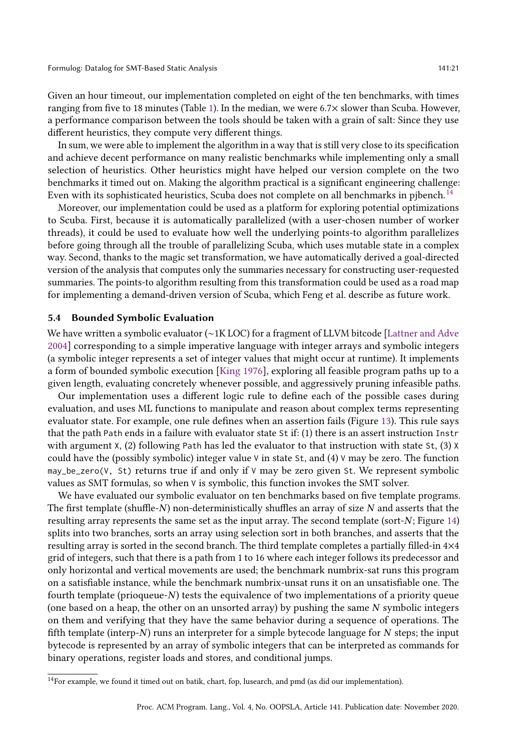Given an hour timeout, our implementation completed on eight of the ten benchmarks, with times ranging from five to 18 minutes (Table 1). In the median, we were 6.7× slower than Scuba. However, a performance comparison between the tools should be taken with a grain of salt: Since they use different heuristics, they compute very different things.

In sum, we were able to implement the algorithm in a way that is still very close to its specification and achieve decent performance on many realistic benchmarks while implementing only a small selection of heuristics. Other heuristics might have helped our version complete on the two benchmarks it timed out on. Making the algorithm practical is a significant engineering challenge: Even with its sophisticated heuristics, Scuba does not complete on all benchmarks in pjbench.[14]

Moreover, our implementation could be used as a platform for exploring potential optimizations to Scuba. First, because it is automatically parallelized (with a user-chosen number of worker threads), it could be used to evaluate how well the underlying points-to algorithm parallelizes before going through all the trouble of parallelizing Scuba, which uses mutable state in a complex way. Second, thanks to the magic set transformation, we have automatically derived a goal-directed version of the analysis that computes only the summaries necessary for constructing user-requested summaries. The points-to algorithm resulting from this transformation could be used as a road map for implementing a demand-driven version of Scuba, which Feng et al. describe as future work.

### 5.4 Bounded Symbolic Evaluation

We have written a symbolic evaluator (~1K LOC) for a fragment of LLVM bitcode [Lattner and Adve 2004] corresponding to a simple imperative language with integer arrays and symbolic integers (a symbolic integer represents a set of integer values that might occur at runtime). It implements a form of bounded symbolic execution [King 1976], exploring all feasible program paths up to a given length, evaluating concretely whenever possible, and aggressively pruning infeasible paths.

Our implementation uses a different logic rule to define each of the possible cases during evaluation, and uses ML functions to manipulate and reason about complex terms representing evaluator state. For example, one rule defines when an assertion fails (Figure 13). This rule says that the path `Path` ends in a failure with evaluator state `St` if: (1) there is an assert instruction `Instr` with argument `X`, (2) following `Path` has led the evaluator to that instruction with state `St`, (3) `X` could have the (possibly symbolic) integer value `V` in state `St`, and (4) `V` may be zero. The function `may_be_zero(V, St)` returns true if and only if `V` may be zero given `St`. We represent symbolic values as SMT formulas, so when `V` is symbolic, this function invokes the SMT solver.

We have evaluated our symbolic evaluator on ten benchmarks based on five template programs. The first template (shuffle-$N$) non-deterministically shuffles an array of size $N$ and asserts that the resulting array represents the same set as the input array. The second template (sort-$N$; Figure 14) splits into two branches, sorts an array using selection sort in both branches, and asserts that the resulting array is sorted in the second branch. The third template completes a partially filled-in 4×4 grid of integers, such that there is a path from 1 to 16 where each integer follows its predecessor and only horizontal and vertical movements are used; the benchmark numbrix-sat runs this program on a satisfiable instance, while the benchmark numbrix-unsat runs it on an unsatisfiable one. The fourth template (prioqueue-$N$) tests the equivalence of two implementations of a priority queue (one based on a heap, the other on an unsorted array) by pushing the same $N$ symbolic integers on them and verifying that they have the same behavior during a sequence of operations. The fifth template (interp-$N$) runs an interpreter for a simple bytecode language for $N$ steps; the input bytecode is represented by an array of symbolic integers that can be interpreted as commands for binary operations, register loads and stores, and conditional jumps.

---

[14] For example, we found it timed out on batik, chart, fop, lusearch, and pmd (as did our implementation).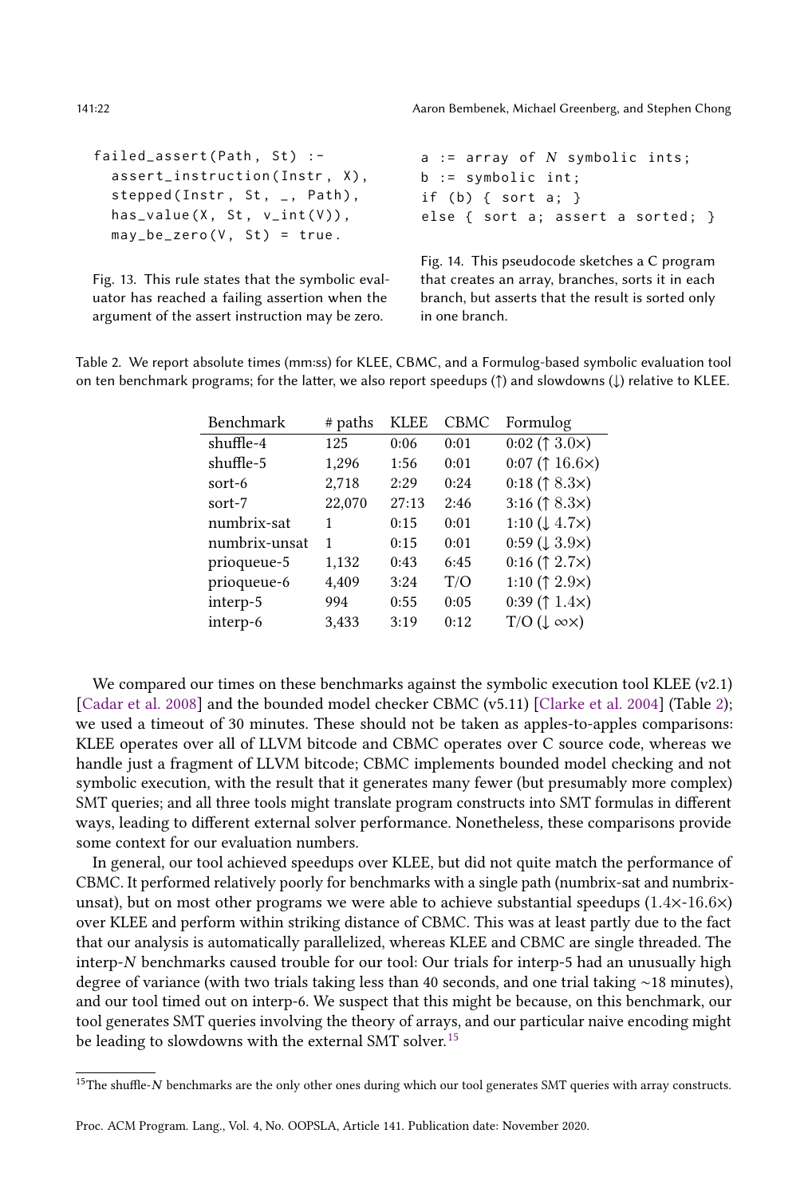```
failed_assert(Path, St) :-
  assert_instruction(Instr, X),
  stepped(Instr, St, _, Path),
  has_value(X, St, v_int(V)),
  may_be_zero(V, St) = true.
```

Fig. 13. This rule states that the symbolic evaluator has reached a failing assertion when the argument of the assert instruction may be zero.

```
a := array of N symbolic ints;
b := symbolic int;
if (b) { sort a; }
else { sort a; assert a sorted; }
```

Fig. 14. This pseudocode sketches a C program that creates an array, branches, sorts it in each branch, but asserts that the result is sorted only in one branch.

Table 2. We report absolute times (mm:ss) for KLEE, CBMC, and a Formulog-based symbolic evaluation tool on ten benchmark programs; for the latter, we also report speedups (↑) and slowdowns (↓) relative to KLEE.

| Benchmark | # paths | KLEE | CBMC | Formulog |
|---|---|---|---|---|
| shuffle-4 | 125 | 0:06 | 0:01 | 0:02 (↑ 3.0×) |
| shuffle-5 | 1,296 | 1:56 | 0:01 | 0:07 (↑ 16.6×) |
| sort-6 | 2,718 | 2:29 | 0:24 | 0:18 (↑ 8.3×) |
| sort-7 | 22,070 | 27:13 | 2:46 | 3:16 (↑ 8.3×) |
| numbrix-sat | 1 | 0:15 | 0:01 | 1:10 (↓ 4.7×) |
| numbrix-unsat | 1 | 0:15 | 0:01 | 0:59 (↓ 3.9×) |
| prioqueue-5 | 1,132 | 0:43 | 6:45 | 0:16 (↑ 2.7×) |
| prioqueue-6 | 4,409 | 3:24 | T/O | 1:10 (↑ 2.9×) |
| interp-5 | 994 | 0:55 | 0:05 | 0:39 (↑ 1.4×) |
| interp-6 | 3,433 | 3:19 | 0:12 | T/O (↓ ∞×) |

We compared our times on these benchmarks against the symbolic execution tool KLEE (v2.1) [Cadar et al. 2008] and the bounded model checker CBMC (v5.11) [Clarke et al. 2004] (Table 2); we used a timeout of 30 minutes. These should not be taken as apples-to-apples comparisons: KLEE operates over all of LLVM bitcode and CBMC operates over C source code, whereas we handle just a fragment of LLVM bitcode; CBMC implements bounded model checking and not symbolic execution, with the result that it generates many fewer (but presumably more complex) SMT queries; and all three tools might translate program constructs into SMT formulas in different ways, leading to different external solver performance. Nonetheless, these comparisons provide some context for our evaluation numbers.

In general, our tool achieved speedups over KLEE, but did not quite match the performance of CBMC. It performed relatively poorly for benchmarks with a single path (numbrix-sat and numbrix-unsat), but on most other programs we were able to achieve substantial speedups (1.4×-16.6×) over KLEE and perform within striking distance of CBMC. This was at least partly due to the fact that our analysis is automatically parallelized, whereas KLEE and CBMC are single threaded. The interp-$N$ benchmarks caused trouble for our tool: Our trials for interp-5 had an unusually high degree of variance (with two trials taking less than 40 seconds, and one trial taking ∼18 minutes), and our tool timed out on interp-6. We suspect that this might be because, on this benchmark, our tool generates SMT queries involving the theory of arrays, and our particular naive encoding might be leading to slowdowns with the external SMT solver.[15]

[15] The shuffle-$N$ benchmarks are the only other ones during which our tool generates SMT queries with array constructs.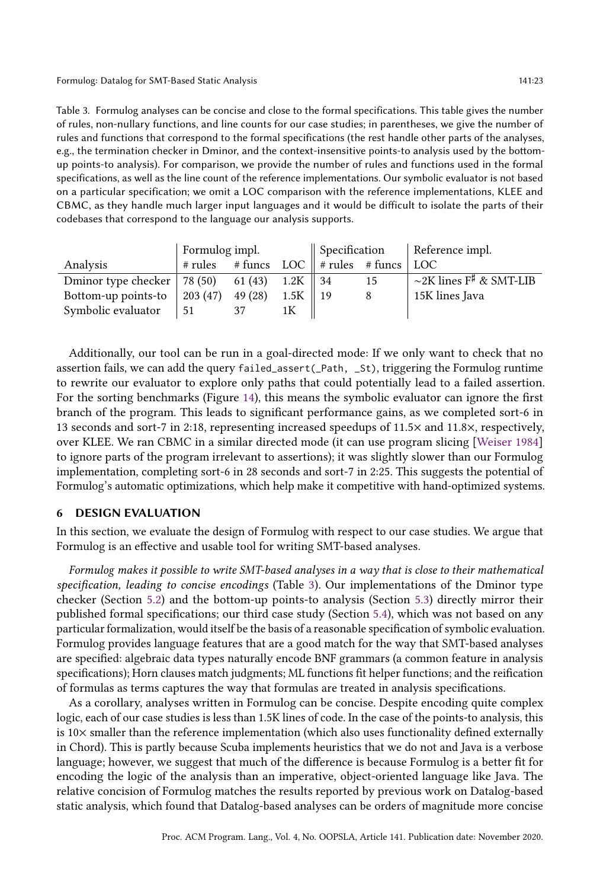Table 3. Formulog analyses can be concise and close to the formal specifications. This table gives the number of rules, non-nullary functions, and line counts for our case studies; in parentheses, we give the number of rules and functions that correspond to the formal specifications (the rest handle other parts of the analyses, e.g., the termination checker in Dminor, and the context-insensitive points-to analysis used by the bottom-up points-to analysis). For comparison, we provide the number of rules and functions used in the formal specifications, as well as the line count of the reference implementations. Our symbolic evaluator is not based on a particular specification; we omit a LOC comparison with the reference implementations, KLEE and CBMC, as they handle much larger input languages and it would be difficult to isolate the parts of their codebases that correspond to the language our analysis supports.

| | Formulog impl. | | | Specification | | Reference impl. |
|---|---|---|---|---|---|---|
| Analysis | # rules | # funcs | LOC | # rules | # funcs | LOC |
| Dminor type checker | 78 (50) | 61 (43) | 1.2K | 34 | 15 | ∼2K lines F♯ & SMT-LIB |
| Bottom-up points-to | 203 (47) | 49 (28) | 1.5K | 19 | 8 | 15K lines Java |
| Symbolic evaluator | 51 | 37 | 1K | | | |

Additionally, our tool can be run in a goal-directed mode: If we only want to check that no assertion fails, we can add the query `failed_assert(_Path, _St)`, triggering the Formulog runtime to rewrite our evaluator to explore only paths that could potentially lead to a failed assertion. For the sorting benchmarks (Figure 14), this means the symbolic evaluator can ignore the first branch of the program. This leads to significant performance gains, as we completed sort-6 in 13 seconds and sort-7 in 2:18, representing increased speedups of 11.5× and 11.8×, respectively, over KLEE. We ran CBMC in a similar directed mode (it can use program slicing [Weiser 1984] to ignore parts of the program irrelevant to assertions); it was slightly slower than our Formulog implementation, completing sort-6 in 28 seconds and sort-7 in 2:25. This suggests the potential of Formulog's automatic optimizations, which help make it competitive with hand-optimized systems.

## 6 DESIGN EVALUATION

In this section, we evaluate the design of Formulog with respect to our case studies. We argue that Formulog is an effective and usable tool for writing SMT-based analyses.

*Formulog makes it possible to write SMT-based analyses in a way that is close to their mathematical specification, leading to concise encodings* (Table 3). Our implementations of the Dminor type checker (Section 5.2) and the bottom-up points-to analysis (Section 5.3) directly mirror their published formal specifications; our third case study (Section 5.4), which was not based on any particular formalization, would itself be the basis of a reasonable specification of symbolic evaluation. Formulog provides language features that are a good match for the way that SMT-based analyses are specified: algebraic data types naturally encode BNF grammars (a common feature in analysis specifications); Horn clauses match judgments; ML functions fit helper functions; and the reification of formulas as terms captures the way that formulas are treated in analysis specifications.

As a corollary, analyses written in Formulog can be concise. Despite encoding quite complex logic, each of our case studies is less than 1.5K lines of code. In the case of the points-to analysis, this is 10× smaller than the reference implementation (which also uses functionality defined externally in Chord). This is partly because Scuba implements heuristics that we do not and Java is a verbose language; however, we suggest that much of the difference is because Formulog is a better fit for encoding the logic of the analysis than an imperative, object-oriented language like Java. The relative concision of Formulog matches the results reported by previous work on Datalog-based static analysis, which found that Datalog-based analyses can be orders of magnitude more concise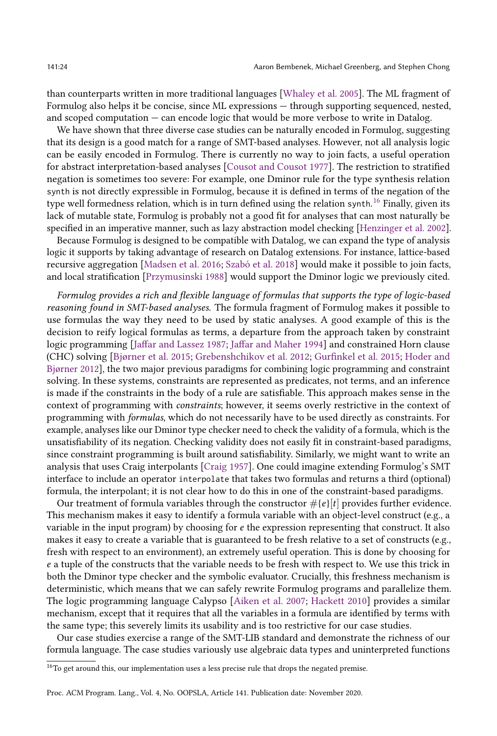than counterparts written in more traditional languages [Whaley et al. 2005]. The ML fragment of Formulog also helps it be concise, since ML expressions — through supporting sequenced, nested, and scoped computation — can encode logic that would be more verbose to write in Datalog.

We have shown that three diverse case studies can be naturally encoded in Formulog, suggesting that its design is a good match for a range of SMT-based analyses. However, not all analysis logic can be easily encoded in Formulog. There is currently no way to join facts, a useful operation for abstract interpretation-based analyses [Cousot and Cousot 1977]. The restriction to stratified negation is sometimes too severe: For example, one Dminor rule for the type synthesis relation `synth` is not directly expressible in Formulog, because it is defined in terms of the negation of the type well formedness relation, which is in turn defined using the relation `synth`.[16] Finally, given its lack of mutable state, Formulog is probably not a good fit for analyses that can most naturally be specified in an imperative manner, such as lazy abstraction model checking [Henzinger et al. 2002].

Because Formulog is designed to be compatible with Datalog, we can expand the type of analysis logic it supports by taking advantage of research on Datalog extensions. For instance, lattice-based recursive aggregation [Madsen et al. 2016; Szabó et al. 2018] would make it possible to join facts, and local stratification [Przymusinski 1988] would support the Dminor logic we previously cited.

*Formulog provides a rich and flexible language of formulas that supports the type of logic-based reasoning found in SMT-based analyses.* The formula fragment of Formulog makes it possible to use formulas the way they need to be used by static analyses. A good example of this is the decision to reify logical formulas as terms, a departure from the approach taken by constraint logic programming [Jaffar and Lassez 1987; Jaffar and Maher 1994] and constrained Horn clause (CHC) solving [Bjørner et al. 2015; Grebenshchikov et al. 2012; Gurfinkel et al. 2015; Hoder and Bjørner 2012], the two major previous paradigms for combining logic programming and constraint solving. In these systems, constraints are represented as predicates, not terms, and an inference is made if the constraints in the body of a rule are satisfiable. This approach makes sense in the context of programming with *constraints*; however, it seems overly restrictive in the context of programming with *formulas*, which do not necessarily have to be used directly as constraints. For example, analyses like our Dminor type checker need to check the validity of a formula, which is the unsatisfiability of its negation. Checking validity does not easily fit in constraint-based paradigms, since constraint programming is built around satisfiability. Similarly, we might want to write an analysis that uses Craig interpolants [Craig 1957]. One could imagine extending Formulog's SMT interface to include an operator `interpolate` that takes two formulas and returns a third (optional) formula, the interpolant; it is not clear how to do this in one of the constraint-based paradigms.

Our treatment of formula variables through the constructor $\#\{e\}[t]$ provides further evidence. This mechanism makes it easy to identify a formula variable with an object-level construct (e.g., a variable in the input program) by choosing for $e$ the expression representing that construct. It also makes it easy to create a variable that is guaranteed to be fresh relative to a set of constructs (e.g., fresh with respect to an environment), an extremely useful operation. This is done by choosing for $e$ a tuple of the constructs that the variable needs to be fresh with respect to. We use this trick in both the Dminor type checker and the symbolic evaluator. Crucially, this freshness mechanism is deterministic, which means that we can safely rewrite Formulog programs and parallelize them. The logic programming language Calypso [Aiken et al. 2007; Hackett 2010] provides a similar mechanism, except that it requires that all the variables in a formula are identified by terms with the same type; this severely limits its usability and is too restrictive for our case studies.

Our case studies exercise a range of the SMT-LIB standard and demonstrate the richness of our formula language. The case studies variously use algebraic data types and uninterpreted functions

[16] To get around this, our implementation uses a less precise rule that drops the negated premise.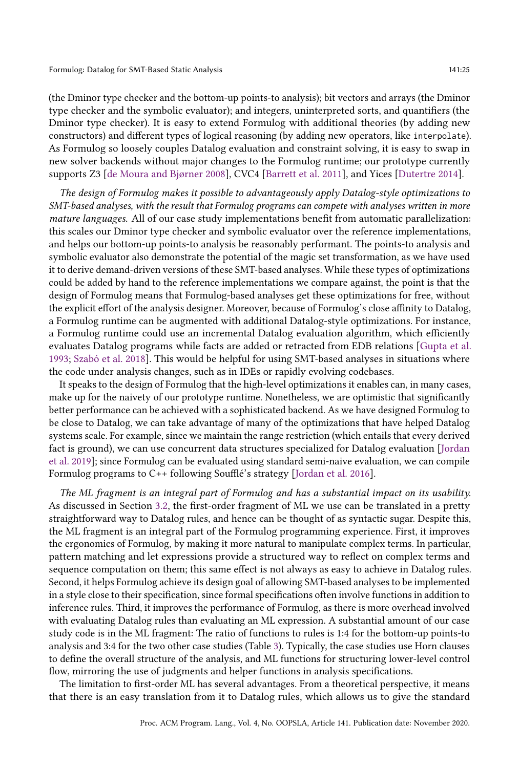(the Dminor type checker and the bottom-up points-to analysis); bit vectors and arrays (the Dminor type checker and the symbolic evaluator); and integers, uninterpreted sorts, and quantifiers (the Dminor type checker). It is easy to extend Formulog with additional theories (by adding new constructors) and different types of logical reasoning (by adding new operators, like `interpolate`). As Formulog so loosely couples Datalog evaluation and constraint solving, it is easy to swap in new solver backends without major changes to the Formulog runtime; our prototype currently supports Z3 [de Moura and Bjørner 2008], CVC4 [Barrett et al. 2011], and Yices [Dutertre 2014].

*The design of Formulog makes it possible to advantageously apply Datalog-style optimizations to SMT-based analyses, with the result that Formulog programs can compete with analyses written in more mature languages.* All of our case study implementations benefit from automatic parallelization: this scales our Dminor type checker and symbolic evaluator over the reference implementations, and helps our bottom-up points-to analysis be reasonably performant. The points-to analysis and symbolic evaluator also demonstrate the potential of the magic set transformation, as we have used it to derive demand-driven versions of these SMT-based analyses. While these types of optimizations could be added by hand to the reference implementations we compare against, the point is that the design of Formulog means that Formulog-based analyses get these optimizations for free, without the explicit effort of the analysis designer. Moreover, because of Formulog's close affinity to Datalog, a Formulog runtime can be augmented with additional Datalog-style optimizations. For instance, a Formulog runtime could use an incremental Datalog evaluation algorithm, which efficiently evaluates Datalog programs while facts are added or retracted from EDB relations [Gupta et al. 1993; Szabó et al. 2018]. This would be helpful for using SMT-based analyses in situations where the code under analysis changes, such as in IDEs or rapidly evolving codebases.

It speaks to the design of Formulog that the high-level optimizations it enables can, in many cases, make up for the naivety of our prototype runtime. Nonetheless, we are optimistic that significantly better performance can be achieved with a sophisticated backend. As we have designed Formulog to be close to Datalog, we can take advantage of many of the optimizations that have helped Datalog systems scale. For example, since we maintain the range restriction (which entails that every derived fact is ground), we can use concurrent data structures specialized for Datalog evaluation [Jordan et al. 2019]; since Formulog can be evaluated using standard semi-naive evaluation, we can compile Formulog programs to C++ following Soufflé's strategy [Jordan et al. 2016].

*The ML fragment is an integral part of Formulog and has a substantial impact on its usability.* As discussed in Section 3.2, the first-order fragment of ML we use can be translated in a pretty straightforward way to Datalog rules, and hence can be thought of as syntactic sugar. Despite this, the ML fragment is an integral part of the Formulog programming experience. First, it improves the ergonomics of Formulog, by making it more natural to manipulate complex terms. In particular, pattern matching and let expressions provide a structured way to reflect on complex terms and sequence computation on them; this same effect is not always as easy to achieve in Datalog rules. Second, it helps Formulog achieve its design goal of allowing SMT-based analyses to be implemented in a style close to their specification, since formal specifications often involve functions in addition to inference rules. Third, it improves the performance of Formulog, as there is more overhead involved with evaluating Datalog rules than evaluating an ML expression. A substantial amount of our case study code is in the ML fragment: The ratio of functions to rules is 1:4 for the bottom-up points-to analysis and 3:4 for the two other case studies (Table 3). Typically, the case studies use Horn clauses to define the overall structure of the analysis, and ML functions for structuring lower-level control flow, mirroring the use of judgments and helper functions in analysis specifications.

The limitation to first-order ML has several advantages. From a theoretical perspective, it means that there is an easy translation from it to Datalog rules, which allows us to give the standard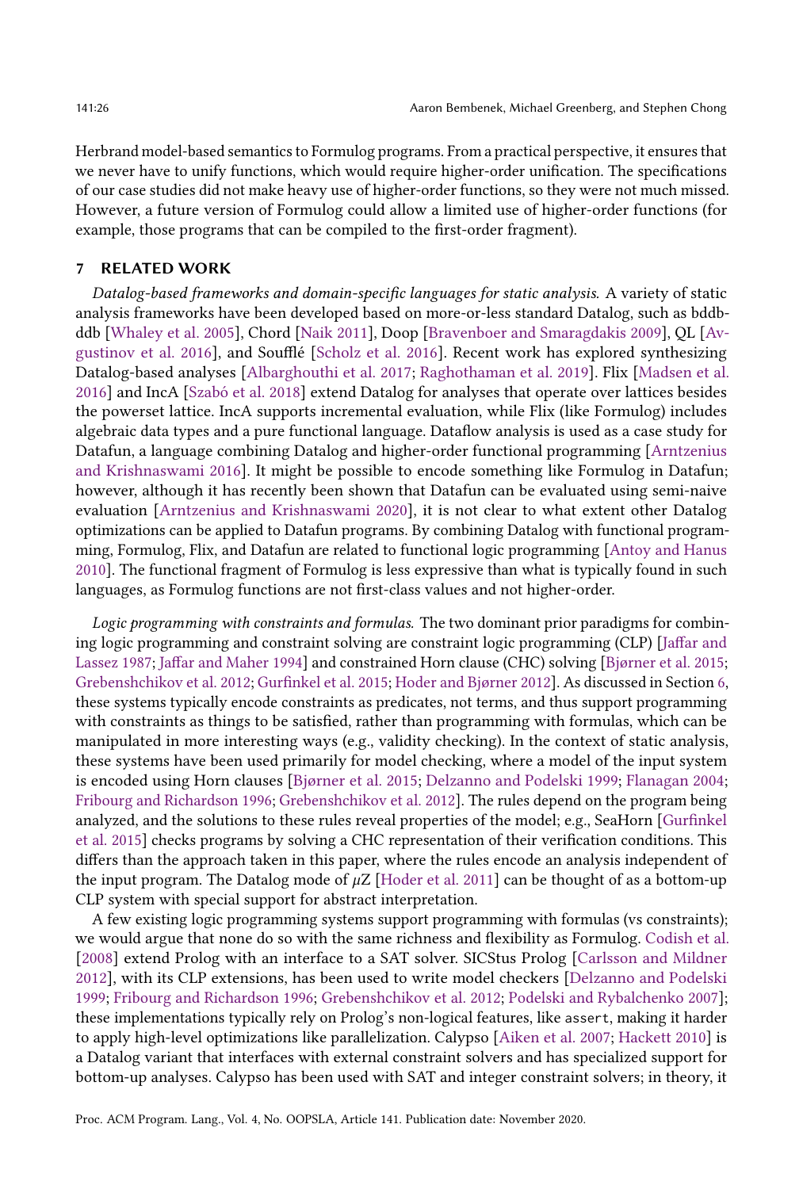Herbrand model-based semantics to Formulog programs. From a practical perspective, it ensures that we never have to unify functions, which would require higher-order unification. The specifications of our case studies did not make heavy use of higher-order functions, so they were not much missed. However, a future version of Formulog could allow a limited use of higher-order functions (for example, those programs that can be compiled to the first-order fragment).

## 7 RELATED WORK

*Datalog-based frameworks and domain-specific languages for static analysis.* A variety of static analysis frameworks have been developed based on more-or-less standard Datalog, such as bddbddb [Whaley et al. 2005], Chord [Naik 2011], Doop [Bravenboer and Smaragdakis 2009], QL [Avgustinov et al. 2016], and Soufflé [Scholz et al. 2016]. Recent work has explored synthesizing Datalog-based analyses [Albarghouthi et al. 2017; Raghothaman et al. 2019]. Flix [Madsen et al. 2016] and IncA [Szabó et al. 2018] extend Datalog for analyses that operate over lattices besides the powerset lattice. IncA supports incremental evaluation, while Flix (like Formulog) includes algebraic data types and a pure functional language. Dataflow analysis is used as a case study for Datafun, a language combining Datalog and higher-order functional programming [Arntzenius and Krishnaswami 2016]. It might be possible to encode something like Formulog in Datafun; however, although it has recently been shown that Datafun can be evaluated using semi-naive evaluation [Arntzenius and Krishnaswami 2020], it is not clear to what extent other Datalog optimizations can be applied to Datafun programs. By combining Datalog with functional programming, Formulog, Flix, and Datafun are related to functional logic programming [Antoy and Hanus 2010]. The functional fragment of Formulog is less expressive than what is typically found in such languages, as Formulog functions are not first-class values and not higher-order.

*Logic programming with constraints and formulas.* The two dominant prior paradigms for combining logic programming and constraint solving are constraint logic programming (CLP) [Jaffar and Lassez 1987; Jaffar and Maher 1994] and constrained Horn clause (CHC) solving [Bjørner et al. 2015; Grebenshchikov et al. 2012; Gurfinkel et al. 2015; Hoder and Bjørner 2012]. As discussed in Section 6, these systems typically encode constraints as predicates, not terms, and thus support programming with constraints as things to be satisfied, rather than programming with formulas, which can be manipulated in more interesting ways (e.g., validity checking). In the context of static analysis, these systems have been used primarily for model checking, where a model of the input system is encoded using Horn clauses [Bjørner et al. 2015; Delzanno and Podelski 1999; Flanagan 2004; Fribourg and Richardson 1996; Grebenshchikov et al. 2012]. The rules depend on the program being analyzed, and the solutions to these rules reveal properties of the model; e.g., SeaHorn [Gurfinkel et al. 2015] checks programs by solving a CHC representation of their verification conditions. This differs than the approach taken in this paper, where the rules encode an analysis independent of the input program. The Datalog mode of $\mu$Z [Hoder et al. 2011] can be thought of as a bottom-up CLP system with special support for abstract interpretation.

A few existing logic programming systems support programming with formulas (vs constraints); we would argue that none do so with the same richness and flexibility as Formulog. Codish et al. [2008] extend Prolog with an interface to a SAT solver. SICStus Prolog [Carlsson and Mildner 2012], with its CLP extensions, has been used to write model checkers [Delzanno and Podelski 1999; Fribourg and Richardson 1996; Grebenshchikov et al. 2012; Podelski and Rybalchenko 2007]; these implementations typically rely on Prolog's non-logical features, like `assert`, making it harder to apply high-level optimizations like parallelization. Calypso [Aiken et al. 2007; Hackett 2010] is a Datalog variant that interfaces with external constraint solvers and has specialized support for bottom-up analyses. Calypso has been used with SAT and integer constraint solvers; in theory, it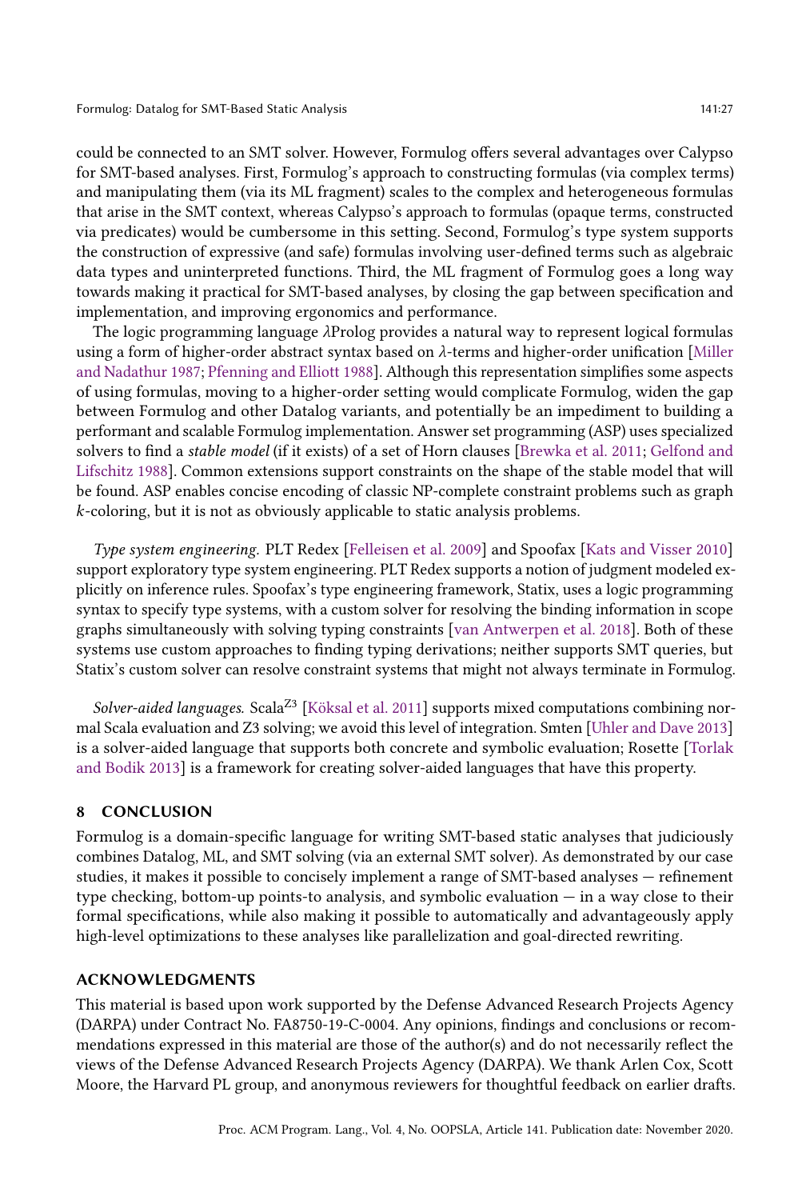could be connected to an SMT solver. However, Formulog offers several advantages over Calypso for SMT-based analyses. First, Formulog's approach to constructing formulas (via complex terms) and manipulating them (via its ML fragment) scales to the complex and heterogeneous formulas that arise in the SMT context, whereas Calypso's approach to formulas (opaque terms, constructed via predicates) would be cumbersome in this setting. Second, Formulog's type system supports the construction of expressive (and safe) formulas involving user-defined terms such as algebraic data types and uninterpreted functions. Third, the ML fragment of Formulog goes a long way towards making it practical for SMT-based analyses, by closing the gap between specification and implementation, and improving ergonomics and performance.

The logic programming language λProlog provides a natural way to represent logical formulas using a form of higher-order abstract syntax based on λ-terms and higher-order unification [Miller and Nadathur 1987; Pfenning and Elliott 1988]. Although this representation simplifies some aspects of using formulas, moving to a higher-order setting would complicate Formulog, widen the gap between Formulog and other Datalog variants, and potentially be an impediment to building a performant and scalable Formulog implementation. Answer set programming (ASP) uses specialized solvers to find a *stable model* (if it exists) of a set of Horn clauses [Brewka et al. 2011; Gelfond and Lifschitz 1988]. Common extensions support constraints on the shape of the stable model that will be found. ASP enables concise encoding of classic NP-complete constraint problems such as graph $k$-coloring, but it is not as obviously applicable to static analysis problems.

*Type system engineering.* PLT Redex [Felleisen et al. 2009] and Spoofax [Kats and Visser 2010] support exploratory type system engineering. PLT Redex supports a notion of judgment modeled explicitly on inference rules. Spoofax's type engineering framework, Statix, uses a logic programming syntax to specify type systems, with a custom solver for resolving the binding information in scope graphs simultaneously with solving typing constraints [van Antwerpen et al. 2018]. Both of these systems use custom approaches to finding typing derivations; neither supports SMT queries, but Statix's custom solver can resolve constraint systems that might not always terminate in Formulog.

*Solver-aided languages.* Scala$^{Z3}$ [Köksal et al. 2011] supports mixed computations combining normal Scala evaluation and Z3 solving; we avoid this level of integration. Smten [Uhler and Dave 2013] is a solver-aided language that supports both concrete and symbolic evaluation; Rosette [Torlak and Bodik 2013] is a framework for creating solver-aided languages that have this property.

## 8 CONCLUSION

Formulog is a domain-specific language for writing SMT-based static analyses that judiciously combines Datalog, ML, and SMT solving (via an external SMT solver). As demonstrated by our case studies, it makes it possible to concisely implement a range of SMT-based analyses — refinement type checking, bottom-up points-to analysis, and symbolic evaluation — in a way close to their formal specifications, while also making it possible to automatically and advantageously apply high-level optimizations to these analyses like parallelization and goal-directed rewriting.

## ACKNOWLEDGMENTS

This material is based upon work supported by the Defense Advanced Research Projects Agency (DARPA) under Contract No. FA8750-19-C-0004. Any opinions, findings and conclusions or recommendations expressed in this material are those of the author(s) and do not necessarily reflect the views of the Defense Advanced Research Projects Agency (DARPA). We thank Arlen Cox, Scott Moore, the Harvard PL group, and anonymous reviewers for thoughtful feedback on earlier drafts.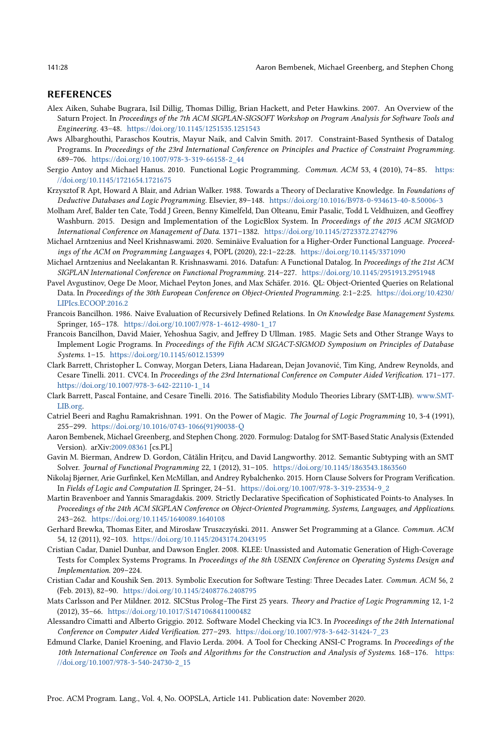## REFERENCES

Alex Aiken, Suhabe Bugrara, Isil Dillig, Thomas Dillig, Brian Hackett, and Peter Hawkins. 2007. An Overview of the Saturn Project. In *Proceedings of the 7th ACM SIGPLAN-SIGSOFT Workshop on Program Analysis for Software Tools and Engineering*. 43–48. https://doi.org/10.1145/1251535.1251543

Aws Albarghouthi, Paraschos Koutris, Mayur Naik, and Calvin Smith. 2017. Constraint-Based Synthesis of Datalog Programs. In *Proceedings of the 23rd International Conference on Principles and Practice of Constraint Programming*. 689–706. https://doi.org/10.1007/978-3-319-66158-2_44

Sergio Antoy and Michael Hanus. 2010. Functional Logic Programming. *Commun. ACM* 53, 4 (2010), 74–85. https://doi.org/10.1145/1721654.1721675

Krzysztof R Apt, Howard A Blair, and Adrian Walker. 1988. Towards a Theory of Declarative Knowledge. In *Foundations of Deductive Databases and Logic Programming*. Elsevier, 89–148. https://doi.org/10.1016/B978-0-934613-40-8.50006-3

Molham Aref, Balder ten Cate, Todd J Green, Benny Kimelfeld, Dan Olteanu, Emir Pasalic, Todd L Veldhuizen, and Geoffrey Washburn. 2015. Design and Implementation of the LogicBlox System. In *Proceedings of the 2015 ACM SIGMOD International Conference on Management of Data*. 1371–1382. https://doi.org/10.1145/2723372.2742796

Michael Arntzenius and Neel Krishnaswami. 2020. Seminäive Evaluation for a Higher-Order Functional Language. *Proceedings of the ACM on Programming Languages* 4, POPL (2020), 22:1–22:28. https://doi.org/10.1145/3371090

Michael Arntzenius and Neelakantan R. Krishnaswami. 2016. Datafun: A Functional Datalog. In *Proceedings of the 21st ACM SIGPLAN International Conference on Functional Programming*. 214–227. https://doi.org/10.1145/2951913.2951948

Pavel Avgustinov, Oege De Moor, Michael Peyton Jones, and Max Schäfer. 2016. QL: Object-Oriented Queries on Relational Data. In *Proceedings of the 30th European Conference on Object-Oriented Programming*. 2:1–2:25. https://doi.org/10.4230/LIPIcs.ECOOP.2016.2

Francois Bancilhon. 1986. Naive Evaluation of Recursively Defined Relations. In *On Knowledge Base Management Systems*. Springer, 165–178. https://doi.org/10.1007/978-1-4612-4980-1_17

Francois Bancilhon, David Maier, Yehoshua Sagiv, and Jeffrey D Ullman. 1985. Magic Sets and Other Strange Ways to Implement Logic Programs. In *Proceedings of the Fifth ACM SIGACT-SIGMOD Symposium on Principles of Database Systems*. 1–15. https://doi.org/10.1145/6012.15399

Clark Barrett, Christopher L. Conway, Morgan Deters, Liana Hadarean, Dejan Jovanović, Tim King, Andrew Reynolds, and Cesare Tinelli. 2011. CVC4. In *Proceedings of the 23rd International Conference on Computer Aided Verification*. 171–177. https://doi.org/10.1007/978-3-642-22110-1_14

Clark Barrett, Pascal Fontaine, and Cesare Tinelli. 2016. The Satisfiability Modulo Theories Library (SMT-LIB). www.SMT-LIB.org.

Catriel Beeri and Raghu Ramakrishnan. 1991. On the Power of Magic. *The Journal of Logic Programming* 10, 3-4 (1991), 255–299. https://doi.org/10.1016/0743-1066(91)90038-Q

Aaron Bembenek, Michael Greenberg, and Stephen Chong. 2020. Formulog: Datalog for SMT-Based Static Analysis (Extended Version). arXiv:2009.08361 [cs.PL]

Gavin M. Bierman, Andrew D. Gordon, Cătălin Hriţcu, and David Langworthy. 2012. Semantic Subtyping with an SMT Solver. *Journal of Functional Programming* 22, 1 (2012), 31–105. https://doi.org/10.1145/1863543.1863560

Nikolaj Bjørner, Arie Gurfinkel, Ken McMillan, and Andrey Rybalchenko. 2015. Horn Clause Solvers for Program Verification. In *Fields of Logic and Computation II*. Springer, 24–51. https://doi.org/10.1007/978-3-319-23534-9_2

Martin Bravenboer and Yannis Smaragdakis. 2009. Strictly Declarative Specification of Sophisticated Points-to Analyses. In *Proceedings of the 24th ACM SIGPLAN Conference on Object-Oriented Programming, Systems, Languages, and Applications*. 243–262. https://doi.org/10.1145/1640089.1640108

Gerhard Brewka, Thomas Eiter, and Mirosław Truszczyński. 2011. Answer Set Programming at a Glance. *Commun. ACM* 54, 12 (2011), 92–103. https://doi.org/10.1145/2043174.2043195

Cristian Cadar, Daniel Dunbar, and Dawson Engler. 2008. KLEE: Unassisted and Automatic Generation of High-Coverage Tests for Complex Systems Programs. In *Proceedings of the 8th USENIX Conference on Operating Systems Design and Implementation*. 209–224.

Cristian Cadar and Koushik Sen. 2013. Symbolic Execution for Software Testing: Three Decades Later. *Commun. ACM* 56, 2 (Feb. 2013), 82–90. https://doi.org/10.1145/2408776.2408795

Mats Carlsson and Per Mildner. 2012. SICStus Prolog–The First 25 years. *Theory and Practice of Logic Programming* 12, 1-2 (2012), 35–66. https://doi.org/10.1017/S1471068411000482

Alessandro Cimatti and Alberto Griggio. 2012. Software Model Checking via IC3. In *Proceedings of the 24th International Conference on Computer Aided Verification*. 277–293. https://doi.org/10.1007/978-3-642-31424-7_23

Edmund Clarke, Daniel Kroening, and Flavio Lerda. 2004. A Tool for Checking ANSI-C Programs. In *Proceedings of the 10th International Conference on Tools and Algorithms for the Construction and Analysis of Systems*. 168–176. https://doi.org/10.1007/978-3-540-24730-2_15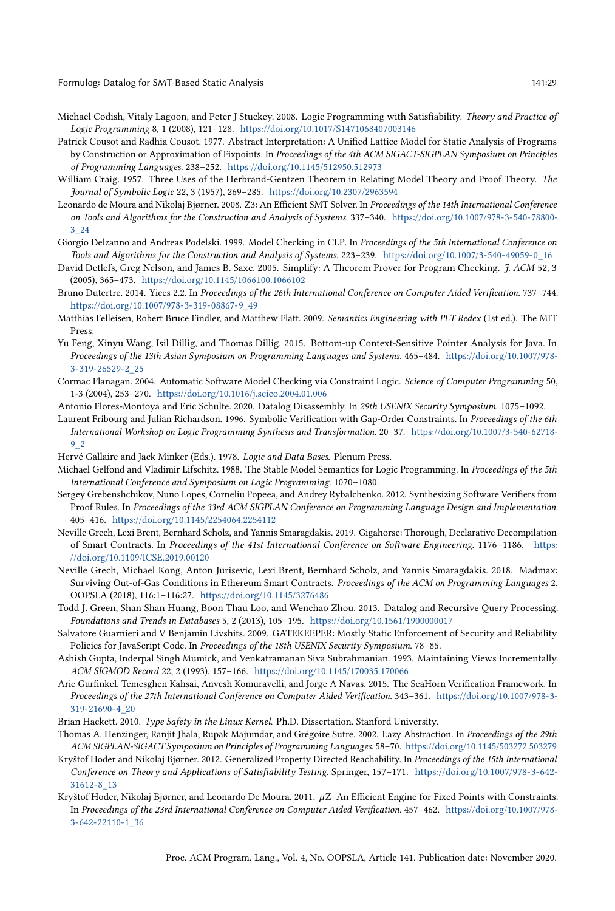Michael Codish, Vitaly Lagoon, and Peter J Stuckey. 2008. Logic Programming with Satisfiability. *Theory and Practice of Logic Programming* 8, 1 (2008), 121–128. https://doi.org/10.1017/S1471068407003146

Patrick Cousot and Radhia Cousot. 1977. Abstract Interpretation: A Unified Lattice Model for Static Analysis of Programs by Construction or Approximation of Fixpoints. In *Proceedings of the 4th ACM SIGACT-SIGPLAN Symposium on Principles of Programming Languages*. 238–252. https://doi.org/10.1145/512950.512973

William Craig. 1957. Three Uses of the Herbrand-Gentzen Theorem in Relating Model Theory and Proof Theory. *The Journal of Symbolic Logic* 22, 3 (1957), 269–285. https://doi.org/10.2307/2963594

Leonardo de Moura and Nikolaj Bjørner. 2008. Z3: An Efficient SMT Solver. In *Proceedings of the 14th International Conference on Tools and Algorithms for the Construction and Analysis of Systems*. 337–340. https://doi.org/10.1007/978-3-540-78800-3_24

Giorgio Delzanno and Andreas Podelski. 1999. Model Checking in CLP. In *Proceedings of the 5th International Conference on Tools and Algorithms for the Construction and Analysis of Systems*. 223–239. https://doi.org/10.1007/3-540-49059-0_16

David Detlefs, Greg Nelson, and James B. Saxe. 2005. Simplify: A Theorem Prover for Program Checking. *J. ACM* 52, 3 (2005), 365–473. https://doi.org/10.1145/1066100.1066102

Bruno Dutertre. 2014. Yices 2.2. In *Proceedings of the 26th International Conference on Computer Aided Verification*. 737–744. https://doi.org/10.1007/978-3-319-08867-9_49

Matthias Felleisen, Robert Bruce Findler, and Matthew Flatt. 2009. *Semantics Engineering with PLT Redex* (1st ed.). The MIT Press.

Yu Feng, Xinyu Wang, Isil Dillig, and Thomas Dillig. 2015. Bottom-up Context-Sensitive Pointer Analysis for Java. In *Proceedings of the 13th Asian Symposium on Programming Languages and Systems*. 465–484. https://doi.org/10.1007/978-3-319-26529-2_25

Cormac Flanagan. 2004. Automatic Software Model Checking via Constraint Logic. *Science of Computer Programming* 50, 1-3 (2004), 253–270. https://doi.org/10.1016/j.scico.2004.01.006

Antonio Flores-Montoya and Eric Schulte. 2020. Datalog Disassembly. In *29th USENIX Security Symposium*. 1075–1092.

Laurent Fribourg and Julian Richardson. 1996. Symbolic Verification with Gap-Order Constraints. In *Proceedings of the 6th International Workshop on Logic Programming Synthesis and Transformation*. 20–37. https://doi.org/10.1007/3-540-62718-9_2

Hervé Gallaire and Jack Minker (Eds.). 1978. *Logic and Data Bases*. Plenum Press.

Michael Gelfond and Vladimir Lifschitz. 1988. The Stable Model Semantics for Logic Programming. In *Proceedings of the 5th International Conference and Symposium on Logic Programming*. 1070–1080.

Sergey Grebenshchikov, Nuno Lopes, Corneliu Popeea, and Andrey Rybalchenko. 2012. Synthesizing Software Verifiers from Proof Rules. In *Proceedings of the 33rd ACM SIGPLAN Conference on Programming Language Design and Implementation*. 405–416. https://doi.org/10.1145/2254064.2254112

Neville Grech, Lexi Brent, Bernhard Scholz, and Yannis Smaragdakis. 2019. Gigahorse: Thorough, Declarative Decompilation of Smart Contracts. In *Proceedings of the 41st International Conference on Software Engineering*. 1176–1186. https://doi.org/10.1109/ICSE.2019.00120

Neville Grech, Michael Kong, Anton Jurisevic, Lexi Brent, Bernhard Scholz, and Yannis Smaragdakis. 2018. Madmax: Surviving Out-of-Gas Conditions in Ethereum Smart Contracts. *Proceedings of the ACM on Programming Languages* 2, OOPSLA (2018), 116:1–116:27. https://doi.org/10.1145/3276486

Todd J. Green, Shan Shan Huang, Boon Thau Loo, and Wenchao Zhou. 2013. Datalog and Recursive Query Processing. *Foundations and Trends in Databases* 5, 2 (2013), 105–195. https://doi.org/10.1561/1900000017

Salvatore Guarnieri and V Benjamin Livshits. 2009. GATEKEEPER: Mostly Static Enforcement of Security and Reliability Policies for JavaScript Code. In *Proceedings of the 18th USENIX Security Symposium*. 78–85.

Ashish Gupta, Inderpal Singh Mumick, and Venkatramanan Siva Subrahmanian. 1993. Maintaining Views Incrementally. *ACM SIGMOD Record* 22, 2 (1993), 157–166. https://doi.org/10.1145/170035.170066

Arie Gurfinkel, Temesghen Kahsai, Anvesh Komuravelli, and Jorge A Navas. 2015. The SeaHorn Verification Framework. In *Proceedings of the 27th International Conference on Computer Aided Verification*. 343–361. https://doi.org/10.1007/978-3-319-21690-4_20

Brian Hackett. 2010. *Type Safety in the Linux Kernel*. Ph.D. Dissertation. Stanford University.

Thomas A. Henzinger, Ranjit Jhala, Rupak Majumdar, and Grégoire Sutre. 2002. Lazy Abstraction. In *Proceedings of the 29th ACM SIGPLAN-SIGACT Symposium on Principles of Programming Languages*. 58–70. https://doi.org/10.1145/503272.503279

Kryštof Hoder and Nikolaj Bjørner. 2012. Generalized Property Directed Reachability. In *Proceedings of the 15th International Conference on Theory and Applications of Satisfiability Testing*. Springer, 157–171. https://doi.org/10.1007/978-3-642-31612-8_13

Kryštof Hoder, Nikolaj Bjørner, and Leonardo De Moura. 2011. $\mu$Z–An Efficient Engine for Fixed Points with Constraints. In *Proceedings of the 23rd International Conference on Computer Aided Verification*. 457–462. https://doi.org/10.1007/978-3-642-22110-1_36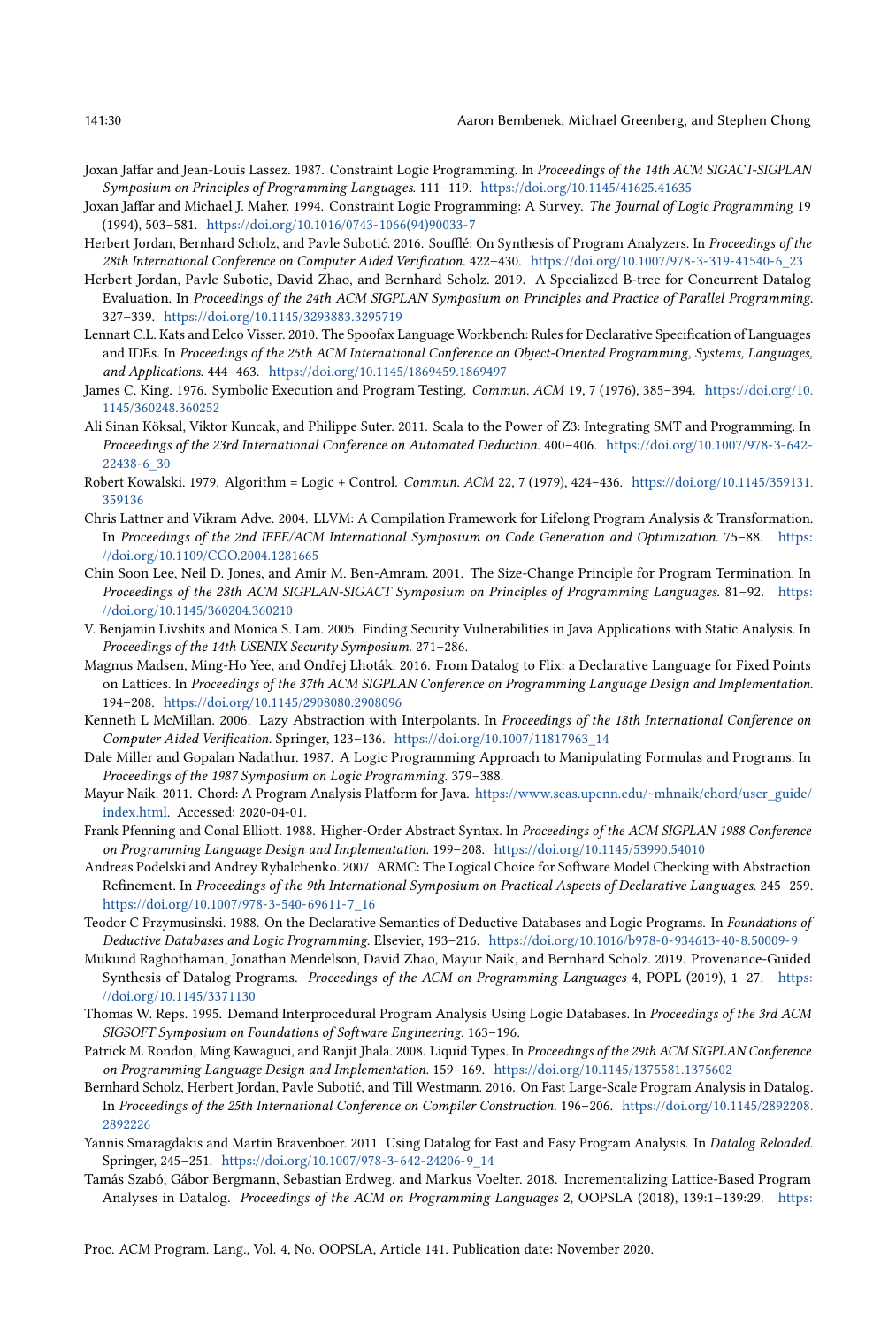Joxan Jaffar and Jean-Louis Lassez. 1987. Constraint Logic Programming. In *Proceedings of the 14th ACM SIGACT-SIGPLAN Symposium on Principles of Programming Languages*. 111–119. https://doi.org/10.1145/41625.41635

Joxan Jaffar and Michael J. Maher. 1994. Constraint Logic Programming: A Survey. *The Journal of Logic Programming* 19 (1994), 503–581. https://doi.org/10.1016/0743-1066(94)90033-7

Herbert Jordan, Bernhard Scholz, and Pavle Subotić. 2016. Soufflé: On Synthesis of Program Analyzers. In *Proceedings of the 28th International Conference on Computer Aided Verification*. 422–430. https://doi.org/10.1007/978-3-319-41540-6_23

Herbert Jordan, Pavle Subotic, David Zhao, and Bernhard Scholz. 2019. A Specialized B-tree for Concurrent Datalog Evaluation. In *Proceedings of the 24th ACM SIGPLAN Symposium on Principles and Practice of Parallel Programming*. 327–339. https://doi.org/10.1145/3293883.3295719

Lennart C.L. Kats and Eelco Visser. 2010. The Spoofax Language Workbench: Rules for Declarative Specification of Languages and IDEs. In *Proceedings of the 25th ACM International Conference on Object-Oriented Programming, Systems, Languages, and Applications*. 444–463. https://doi.org/10.1145/1869459.1869497

James C. King. 1976. Symbolic Execution and Program Testing. *Commun. ACM* 19, 7 (1976), 385–394. https://doi.org/10.1145/360248.360252

Ali Sinan Köksal, Viktor Kuncak, and Philippe Suter. 2011. Scala to the Power of Z3: Integrating SMT and Programming. In *Proceedings of the 23rd International Conference on Automated Deduction*. 400–406. https://doi.org/10.1007/978-3-642-22438-6_30

Robert Kowalski. 1979. Algorithm = Logic + Control. *Commun. ACM* 22, 7 (1979), 424–436. https://doi.org/10.1145/359131.359136

Chris Lattner and Vikram Adve. 2004. LLVM: A Compilation Framework for Lifelong Program Analysis & Transformation. In *Proceedings of the 2nd IEEE/ACM International Symposium on Code Generation and Optimization*. 75–88. https://doi.org/10.1109/CGO.2004.1281665

Chin Soon Lee, Neil D. Jones, and Amir M. Ben-Amram. 2001. The Size-Change Principle for Program Termination. In *Proceedings of the 28th ACM SIGPLAN-SIGACT Symposium on Principles of Programming Languages*. 81–92. https://doi.org/10.1145/360204.360210

V. Benjamin Livshits and Monica S. Lam. 2005. Finding Security Vulnerabilities in Java Applications with Static Analysis. In *Proceedings of the 14th USENIX Security Symposium*. 271–286.

Magnus Madsen, Ming-Ho Yee, and Ondřej Lhoták. 2016. From Datalog to Flix: a Declarative Language for Fixed Points on Lattices. In *Proceedings of the 37th ACM SIGPLAN Conference on Programming Language Design and Implementation*. 194–208. https://doi.org/10.1145/2908080.2908096

Kenneth L McMillan. 2006. Lazy Abstraction with Interpolants. In *Proceedings of the 18th International Conference on Computer Aided Verification*. Springer, 123–136. https://doi.org/10.1007/11817963_14

Dale Miller and Gopalan Nadathur. 1987. A Logic Programming Approach to Manipulating Formulas and Programs. In *Proceedings of the 1987 Symposium on Logic Programming*. 379–388.

Mayur Naik. 2011. Chord: A Program Analysis Platform for Java. https://www.seas.upenn.edu/~mhnaik/chord/user_guide/index.html. Accessed: 2020-04-01.

Frank Pfenning and Conal Elliott. 1988. Higher-Order Abstract Syntax. In *Proceedings of the ACM SIGPLAN 1988 Conference on Programming Language Design and Implementation*. 199–208. https://doi.org/10.1145/53990.54010

Andreas Podelski and Andrey Rybalchenko. 2007. ARMC: The Logical Choice for Software Model Checking with Abstraction Refinement. In *Proceedings of the 9th International Symposium on Practical Aspects of Declarative Languages*. 245–259. https://doi.org/10.1007/978-3-540-69611-7_16

Teodor C Przymusinski. 1988. On the Declarative Semantics of Deductive Databases and Logic Programs. In *Foundations of Deductive Databases and Logic Programming*. Elsevier, 193–216. https://doi.org/10.1016/b978-0-934613-40-8.50009-9

Mukund Raghothaman, Jonathan Mendelson, David Zhao, Mayur Naik, and Bernhard Scholz. 2019. Provenance-Guided Synthesis of Datalog Programs. *Proceedings of the ACM on Programming Languages* 4, POPL (2019), 1–27. https://doi.org/10.1145/3371130

Thomas W. Reps. 1995. Demand Interprocedural Program Analysis Using Logic Databases. In *Proceedings of the 3rd ACM SIGSOFT Symposium on Foundations of Software Engineering*. 163–196.

Patrick M. Rondon, Ming Kawaguci, and Ranjit Jhala. 2008. Liquid Types. In *Proceedings of the 29th ACM SIGPLAN Conference on Programming Language Design and Implementation*. 159–169. https://doi.org/10.1145/1375581.1375602

Bernhard Scholz, Herbert Jordan, Pavle Subotić, and Till Westmann. 2016. On Fast Large-Scale Program Analysis in Datalog. In *Proceedings of the 25th International Conference on Compiler Construction*. 196–206. https://doi.org/10.1145/2892208.2892226

Yannis Smaragdakis and Martin Bravenboer. 2011. Using Datalog for Fast and Easy Program Analysis. In *Datalog Reloaded*. Springer, 245–251. https://doi.org/10.1007/978-3-642-24206-9_14

Tamás Szabó, Gábor Bergmann, Sebastian Erdweg, and Markus Voelter. 2018. Incrementalizing Lattice-Based Program Analyses in Datalog. *Proceedings of the ACM on Programming Languages* 2, OOPSLA (2018), 139:1–139:29. https: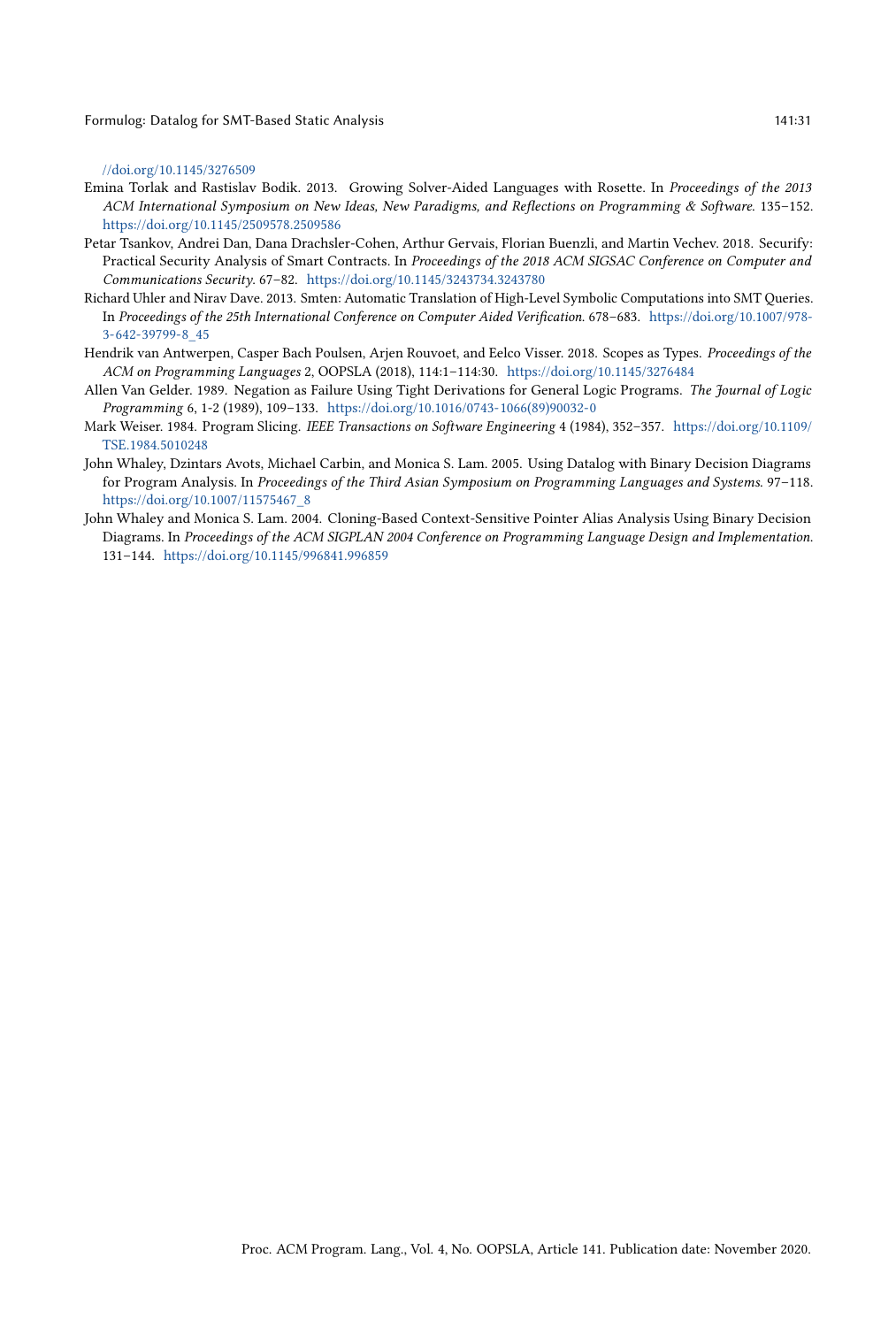//doi.org/10.1145/3276509

Emina Torlak and Rastislav Bodik. 2013. Growing Solver-Aided Languages with Rosette. In *Proceedings of the 2013 ACM International Symposium on New Ideas, New Paradigms, and Reflections on Programming & Software*. 135–152. https://doi.org/10.1145/2509578.2509586

Petar Tsankov, Andrei Dan, Dana Drachsler-Cohen, Arthur Gervais, Florian Buenzli, and Martin Vechev. 2018. Securify: Practical Security Analysis of Smart Contracts. In *Proceedings of the 2018 ACM SIGSAC Conference on Computer and Communications Security*. 67–82. https://doi.org/10.1145/3243734.3243780

Richard Uhler and Nirav Dave. 2013. Smten: Automatic Translation of High-Level Symbolic Computations into SMT Queries. In *Proceedings of the 25th International Conference on Computer Aided Verification*. 678–683. https://doi.org/10.1007/978-3-642-39799-8_45

Hendrik van Antwerpen, Casper Bach Poulsen, Arjen Rouvoet, and Eelco Visser. 2018. Scopes as Types. *Proceedings of the ACM on Programming Languages* 2, OOPSLA (2018), 114:1–114:30. https://doi.org/10.1145/3276484

Allen Van Gelder. 1989. Negation as Failure Using Tight Derivations for General Logic Programs. *The Journal of Logic Programming* 6, 1-2 (1989), 109–133. https://doi.org/10.1016/0743-1066(89)90032-0

Mark Weiser. 1984. Program Slicing. *IEEE Transactions on Software Engineering* 4 (1984), 352–357. https://doi.org/10.1109/TSE.1984.5010248

John Whaley, Dzintars Avots, Michael Carbin, and Monica S. Lam. 2005. Using Datalog with Binary Decision Diagrams for Program Analysis. In *Proceedings of the Third Asian Symposium on Programming Languages and Systems*. 97–118. https://doi.org/10.1007/11575467_8

John Whaley and Monica S. Lam. 2004. Cloning-Based Context-Sensitive Pointer Alias Analysis Using Binary Decision Diagrams. In *Proceedings of the ACM SIGPLAN 2004 Conference on Programming Language Design and Implementation*. 131–144. https://doi.org/10.1145/996841.996859